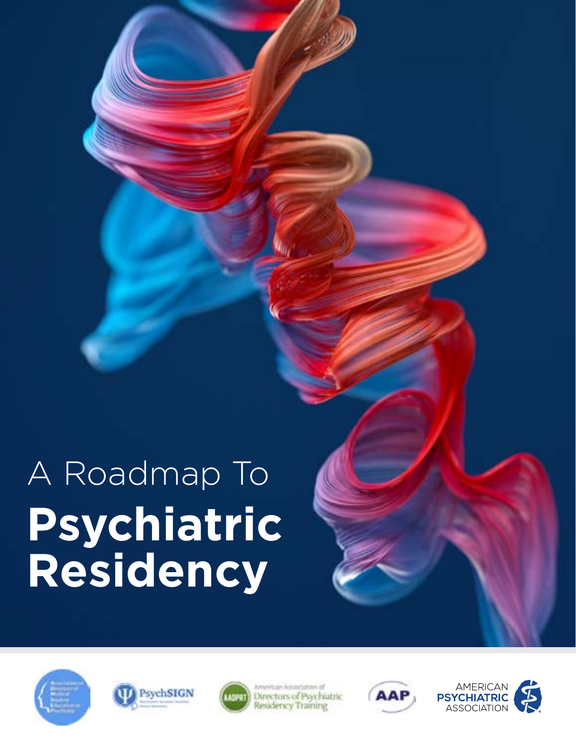# A Roadmap To **Psychiatric Residency**

American Association of Directors of Psychiatric Residency Training

AAP

AMERICAN PSYCHIATRIC ASSOCIATION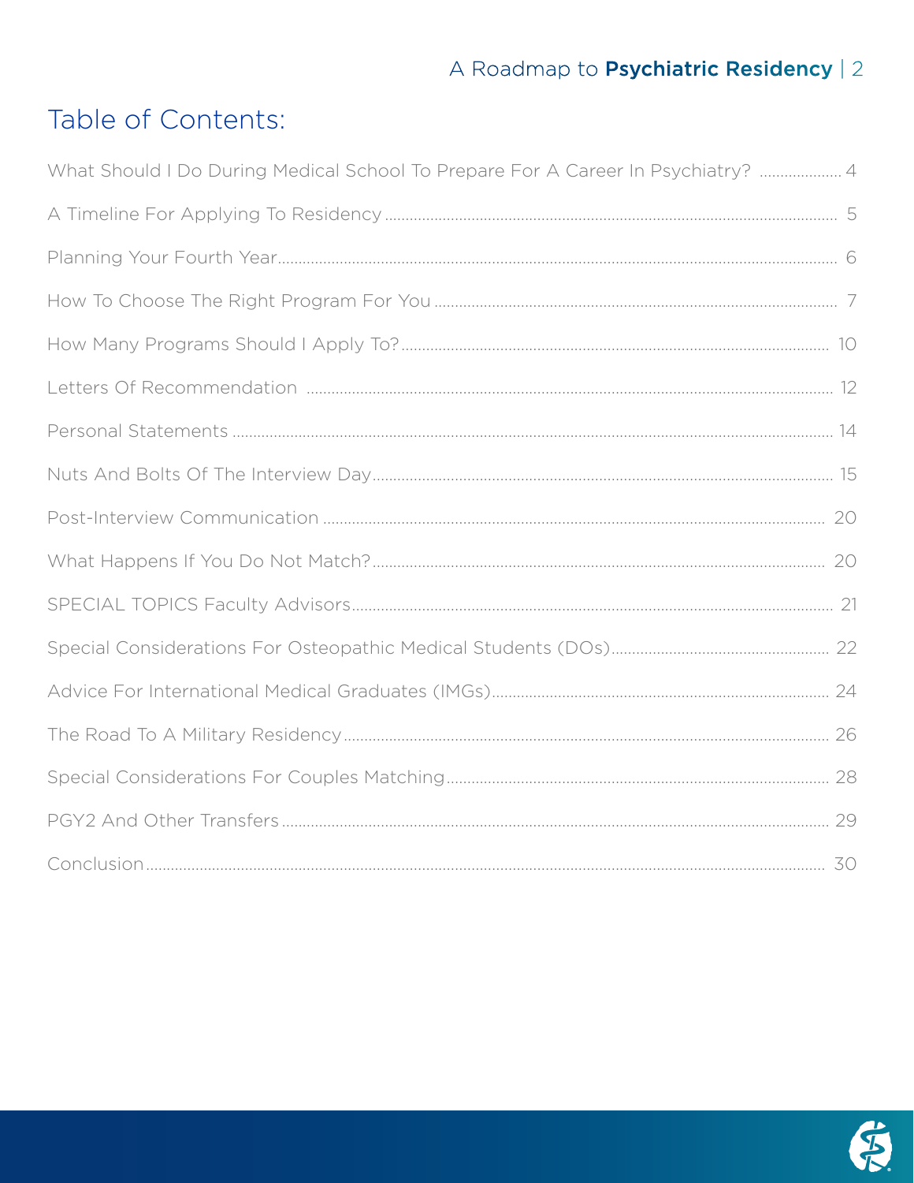# Table of Contents:

| | |
|---|---|
| What Should I Do During Medical School To Prepare For A Career In Psychiatry? | 4 |
| A Timeline For Applying To Residency | 5 |
| Planning Your Fourth Year | 6 |
| How To Choose The Right Program For You | 7 |
| How Many Programs Should I Apply To? | 10 |
| Letters Of Recommendation | 12 |
| Personal Statements | 14 |
| Nuts And Bolts Of The Interview Day | 15 |
| Post-Interview Communication | 20 |
| What Happens If You Do Not Match? | 20 |
| SPECIAL TOPICS Faculty Advisors | 21 |
| Special Considerations For Osteopathic Medical Students (DOs) | 22 |
| Advice For International Medical Graduates (IMGs) | 24 |
| The Road To A Military Residency | 26 |
| Special Considerations For Couples Matching | 28 |
| PGY2 And Other Transfers | 29 |
| Conclusion | 30 |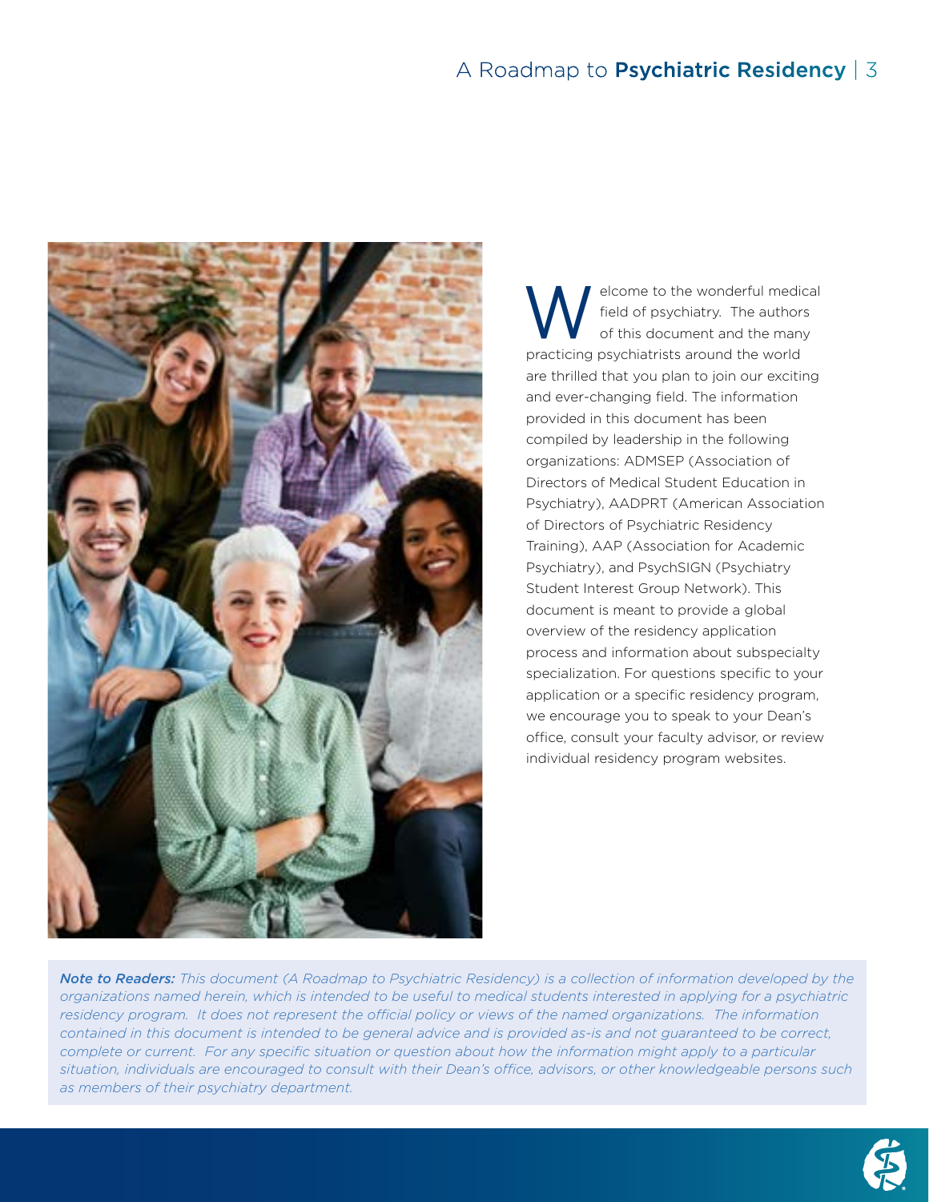Welcome to the wonderful medical field of psychiatry. The authors of this document and the many practicing psychiatrists around the world are thrilled that you plan to join our exciting and ever-changing field. The information provided in this document has been compiled by leadership in the following organizations: ADMSEP (Association of Directors of Medical Student Education in Psychiatry), AADPRT (American Association of Directors of Psychiatric Residency Training), AAP (Association for Academic Psychiatry), and PsychSIGN (Psychiatry Student Interest Group Network). This document is meant to provide a global overview of the residency application process and information about subspecialty specialization. For questions specific to your application or a specific residency program, we encourage you to speak to your Dean's office, consult your faculty advisor, or review individual residency program websites.

***Note to Readers:*** *This document (A Roadmap to Psychiatric Residency) is a collection of information developed by the organizations named herein, which is intended to be useful to medical students interested in applying for a psychiatric residency program. It does not represent the official policy or views of the named organizations. The information contained in this document is intended to be general advice and is provided as-is and not guaranteed to be correct, complete or current. For any specific situation or question about how the information might apply to a particular situation, individuals are encouraged to consult with their Dean's office, advisors, or other knowledgeable persons such as members of their psychiatry department.*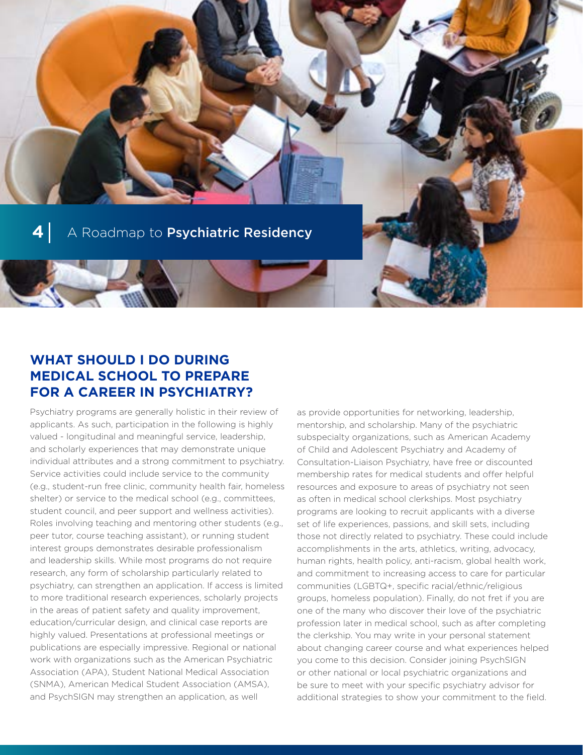## WHAT SHOULD I DO DURING MEDICAL SCHOOL TO PREPARE FOR A CAREER IN PSYCHIATRY?

Psychiatry programs are generally holistic in their review of applicants. As such, participation in the following is highly valued - longitudinal and meaningful service, leadership, and scholarly experiences that may demonstrate unique individual attributes and a strong commitment to psychiatry. Service activities could include service to the community (e.g., student-run free clinic, community health fair, homeless shelter) or service to the medical school (e.g., committees, student council, and peer support and wellness activities). Roles involving teaching and mentoring other students (e.g., peer tutor, course teaching assistant), or running student interest groups demonstrates desirable professionalism and leadership skills. While most programs do not require research, any form of scholarship particularly related to psychiatry, can strengthen an application. If access is limited to more traditional research experiences, scholarly projects in the areas of patient safety and quality improvement, education/curricular design, and clinical case reports are highly valued. Presentations at professional meetings or publications are especially impressive. Regional or national work with organizations such as the American Psychiatric Association (APA), Student National Medical Association (SNMA), American Medical Student Association (AMSA), and PsychSIGN may strengthen an application, as well as provide opportunities for networking, leadership, mentorship, and scholarship. Many of the psychiatric subspecialty organizations, such as American Academy of Child and Adolescent Psychiatry and Academy of Consultation-Liaison Psychiatry, have free or discounted membership rates for medical students and offer helpful resources and exposure to areas of psychiatry not seen as often in medical school clerkships. Most psychiatry programs are looking to recruit applicants with a diverse set of life experiences, passions, and skill sets, including those not directly related to psychiatry. These could include accomplishments in the arts, athletics, writing, advocacy, human rights, health policy, anti-racism, global health work, and commitment to increasing access to care for particular communities (LGBTQ+, specific racial/ethnic/religious groups, homeless population). Finally, do not fret if you are one of the many who discover their love of the psychiatric profession later in medical school, such as after completing the clerkship. You may write in your personal statement about changing career course and what experiences helped you come to this decision. Consider joining PsychSIGN or other national or local psychiatric organizations and be sure to meet with your specific psychiatry advisor for additional strategies to show your commitment to the field.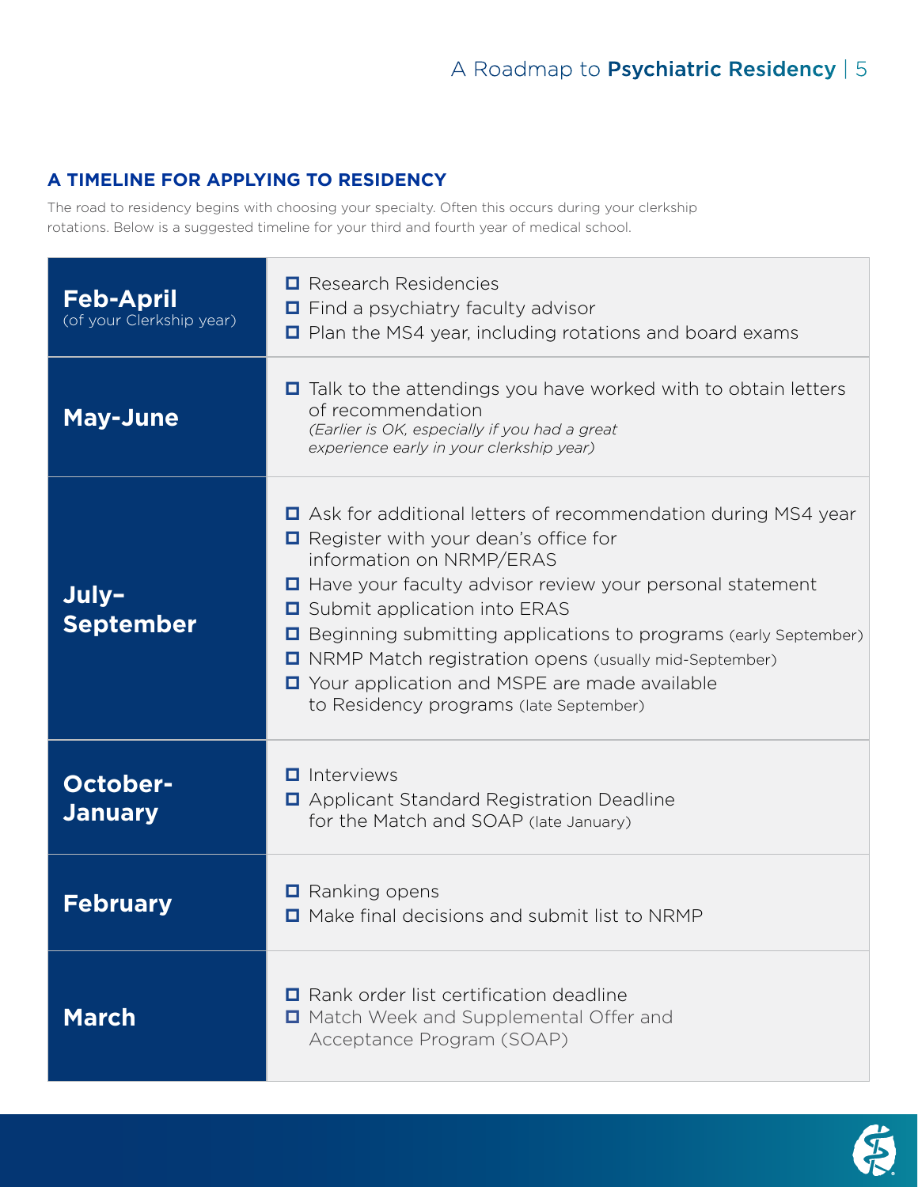## A TIMELINE FOR APPLYING TO RESIDENCY

The road to residency begins with choosing your specialty. Often this occurs during your clerkship rotations. Below is a suggested timeline for your third and fourth year of medical school.

| Timeframe | Tasks |
| --- | --- |
| **Feb-April** (of your Clerkship year) | ☐ Research Residencies<br>☐ Find a psychiatry faculty advisor<br>☐ Plan the MS4 year, including rotations and board exams |
| **May-June** | ☐ Talk to the attendings you have worked with to obtain letters of recommendation *(Earlier is OK, especially if you had a great experience early in your clerkship year)* |
| **July–September** | ☐ Ask for additional letters of recommendation during MS4 year<br>☐ Register with your dean's office for information on NRMP/ERAS<br>☐ Have your faculty advisor review your personal statement<br>☐ Submit application into ERAS<br>☐ Beginning submitting applications to programs (early September)<br>☐ NRMP Match registration opens (usually mid-September)<br>☐ Your application and MSPE are made available to Residency programs (late September) |
| **October-January** | ☐ Interviews<br>☐ Applicant Standard Registration Deadline for the Match and SOAP (late January) |
| **February** | ☐ Ranking opens<br>☐ Make final decisions and submit list to NRMP |
| **March** | ☐ Rank order list certification deadline<br>☐ Match Week and Supplemental Offer and Acceptance Program (SOAP) |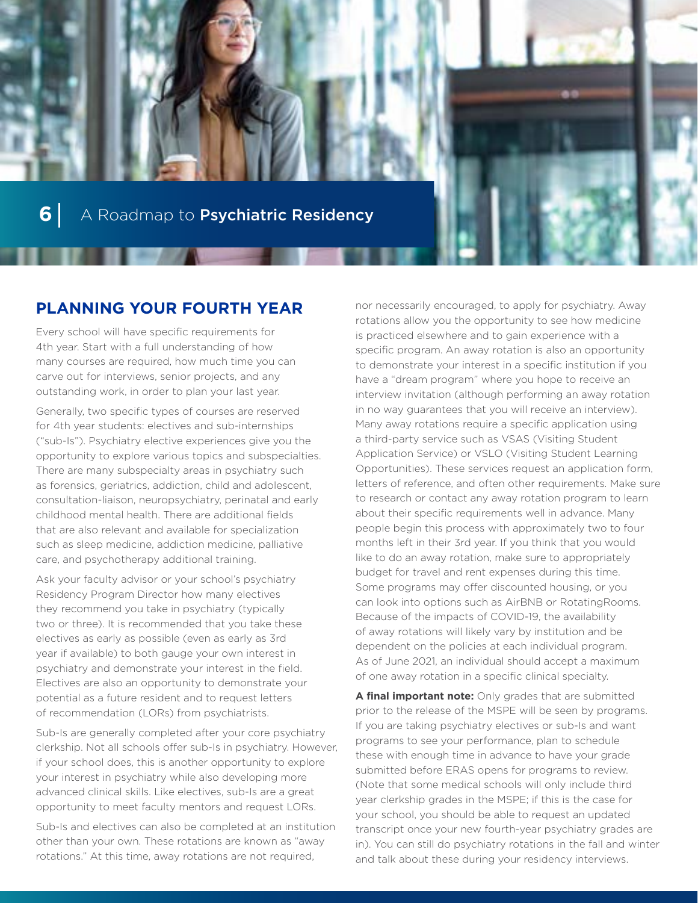## PLANNING YOUR FOURTH YEAR

Every school will have specific requirements for 4th year. Start with a full understanding of how many courses are required, how much time you can carve out for interviews, senior projects, and any outstanding work, in order to plan your last year.

Generally, two specific types of courses are reserved for 4th year students: electives and sub-internships ("sub-Is"). Psychiatry elective experiences give you the opportunity to explore various topics and subspecialties. There are many subspecialty areas in psychiatry such as forensics, geriatrics, addiction, child and adolescent, consultation-liaison, neuropsychiatry, perinatal and early childhood mental health. There are additional fields that are also relevant and available for specialization such as sleep medicine, addiction medicine, palliative care, and psychotherapy additional training.

Ask your faculty advisor or your school's psychiatry Residency Program Director how many electives they recommend you take in psychiatry (typically two or three). It is recommended that you take these electives as early as possible (even as early as 3rd year if available) to both gauge your own interest in psychiatry and demonstrate your interest in the field. Electives are also an opportunity to demonstrate your potential as a future resident and to request letters of recommendation (LORs) from psychiatrists.

Sub-Is are generally completed after your core psychiatry clerkship. Not all schools offer sub-Is in psychiatry. However, if your school does, this is another opportunity to explore your interest in psychiatry while also developing more advanced clinical skills. Like electives, sub-Is are a great opportunity to meet faculty mentors and request LORs.

Sub-Is and electives can also be completed at an institution other than your own. These rotations are known as "away rotations." At this time, away rotations are not required, nor necessarily encouraged, to apply for psychiatry. Away rotations allow you the opportunity to see how medicine is practiced elsewhere and to gain experience with a specific program. An away rotation is also an opportunity to demonstrate your interest in a specific institution if you have a "dream program" where you hope to receive an interview invitation (although performing an away rotation in no way guarantees that you will receive an interview). Many away rotations require a specific application using a third-party service such as VSAS (Visiting Student Application Service) or VSLO (Visiting Student Learning Opportunities). These services request an application form, letters of reference, and often other requirements. Make sure to research or contact any away rotation program to learn about their specific requirements well in advance. Many people begin this process with approximately two to four months left in their 3rd year. If you think that you would like to do an away rotation, make sure to appropriately budget for travel and rent expenses during this time. Some programs may offer discounted housing, or you can look into options such as AirBNB or RotatingRooms. Because of the impacts of COVID-19, the availability of away rotations will likely vary by institution and be dependent on the policies at each individual program. As of June 2021, an individual should accept a maximum of one away rotation in a specific clinical specialty.

**A final important note:** Only grades that are submitted prior to the release of the MSPE will be seen by programs. If you are taking psychiatry electives or sub-Is and want programs to see your performance, plan to schedule these with enough time in advance to have your grade submitted before ERAS opens for programs to review. (Note that some medical schools will only include third year clerkship grades in the MSPE; if this is the case for your school, you should be able to request an updated transcript once your new fourth-year psychiatry grades are in). You can still do psychiatry rotations in the fall and winter and talk about these during your residency interviews.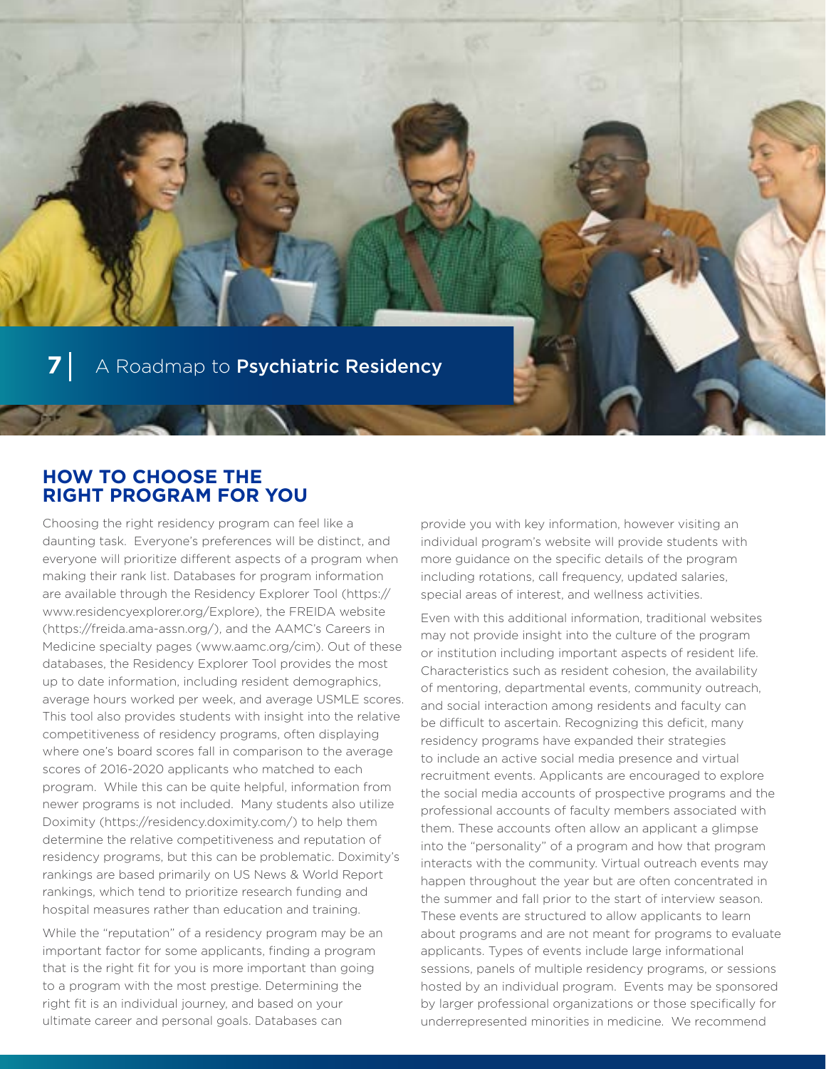# 7 | A Roadmap to Psychiatric Residency

## HOW TO CHOOSE THE RIGHT PROGRAM FOR YOU

Choosing the right residency program can feel like a daunting task. Everyone's preferences will be distinct, and everyone will prioritize different aspects of a program when making their rank list. Databases for program information are available through the Residency Explorer Tool (https://www.residencyexplorer.org/Explore), the FREIDA website (https://freida.ama-assn.org/), and the AAMC's Careers in Medicine specialty pages (www.aamc.org/cim). Out of these databases, the Residency Explorer Tool provides the most up to date information, including resident demographics, average hours worked per week, and average USMLE scores. This tool also provides students with insight into the relative competitiveness of residency programs, often displaying where one's board scores fall in comparison to the average scores of 2016-2020 applicants who matched to each program. While this can be quite helpful, information from newer programs is not included. Many students also utilize Doximity (https://residency.doximity.com/) to help them determine the relative competitiveness and reputation of residency programs, but this can be problematic. Doximity's rankings are based primarily on US News & World Report rankings, which tend to prioritize research funding and hospital measures rather than education and training.

While the "reputation" of a residency program may be an important factor for some applicants, finding a program that is the right fit for you is more important than going to a program with the most prestige. Determining the right fit is an individual journey, and based on your ultimate career and personal goals. Databases can provide you with key information, however visiting an individual program's website will provide students with more guidance on the specific details of the program including rotations, call frequency, updated salaries, special areas of interest, and wellness activities.

Even with this additional information, traditional websites may not provide insight into the culture of the program or institution including important aspects of resident life. Characteristics such as resident cohesion, the availability of mentoring, departmental events, community outreach, and social interaction among residents and faculty can be difficult to ascertain. Recognizing this deficit, many residency programs have expanded their strategies to include an active social media presence and virtual recruitment events. Applicants are encouraged to explore the social media accounts of prospective programs and the professional accounts of faculty members associated with them. These accounts often allow an applicant a glimpse into the "personality" of a program and how that program interacts with the community. Virtual outreach events may happen throughout the year but are often concentrated in the summer and fall prior to the start of interview season. These events are structured to allow applicants to learn about programs and are not meant for programs to evaluate applicants. Types of events include large informational sessions, panels of multiple residency programs, or sessions hosted by an individual program. Events may be sponsored by larger professional organizations or those specifically for underrepresented minorities in medicine. We recommend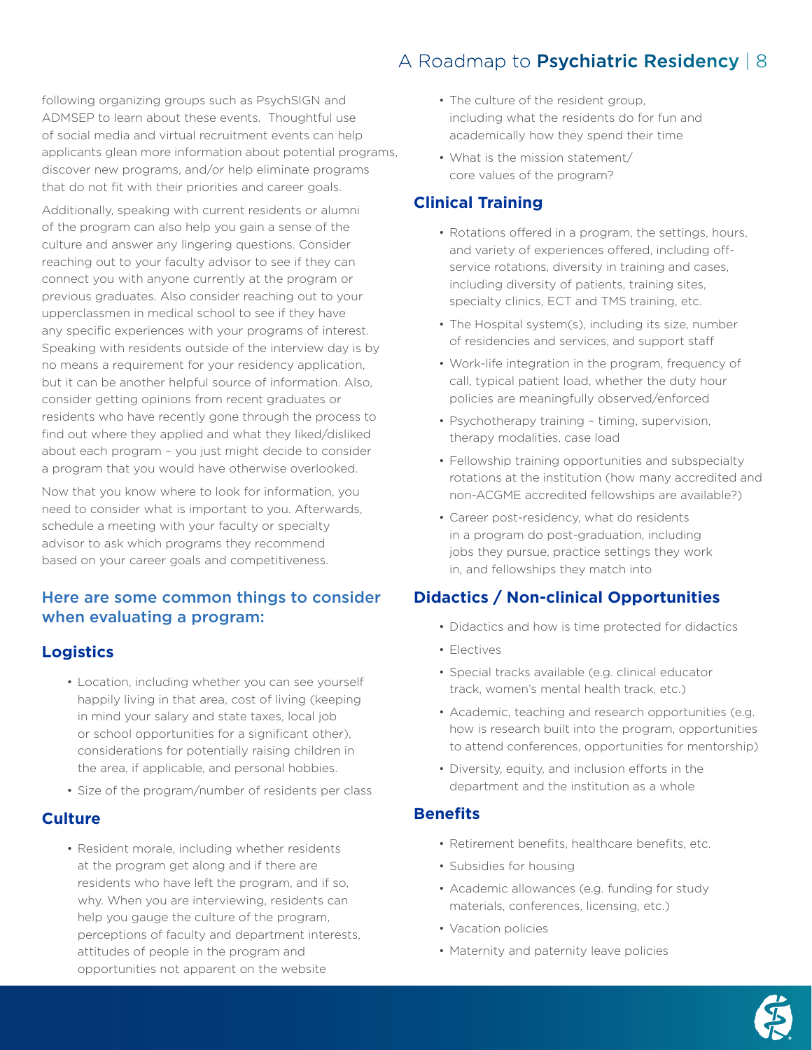following organizing groups such as PsychSIGN and ADMSEP to learn about these events. Thoughtful use of social media and virtual recruitment events can help applicants glean more information about potential programs, discover new programs, and/or help eliminate programs that do not fit with their priorities and career goals.

Additionally, speaking with current residents or alumni of the program can also help you gain a sense of the culture and answer any lingering questions. Consider reaching out to your faculty advisor to see if they can connect you with anyone currently at the program or previous graduates. Also consider reaching out to your upperclassmen in medical school to see if they have any specific experiences with your programs of interest. Speaking with residents outside of the interview day is by no means a requirement for your residency application, but it can be another helpful source of information. Also, consider getting opinions from recent graduates or residents who have recently gone through the process to find out where they applied and what they liked/disliked about each program – you just might decide to consider a program that you would have otherwise overlooked.

Now that you know where to look for information, you need to consider what is important to you. Afterwards, schedule a meeting with your faculty or specialty advisor to ask which programs they recommend based on your career goals and competitiveness.

## Here are some common things to consider when evaluating a program:

### Logistics

- Location, including whether you can see yourself happily living in that area, cost of living (keeping in mind your salary and state taxes, local job or school opportunities for a significant other), considerations for potentially raising children in the area, if applicable, and personal hobbies.
- Size of the program/number of residents per class

### Culture

- Resident morale, including whether residents at the program get along and if there are residents who have left the program, and if so, why. When you are interviewing, residents can help you gauge the culture of the program, perceptions of faculty and department interests, attitudes of people in the program and opportunities not apparent on the website
- The culture of the resident group, including what the residents do for fun and academically how they spend their time
- What is the mission statement/ core values of the program?

### Clinical Training

- Rotations offered in a program, the settings, hours, and variety of experiences offered, including off-service rotations, diversity in training and cases, including diversity of patients, training sites, specialty clinics, ECT and TMS training, etc.
- The Hospital system(s), including its size, number of residencies and services, and support staff
- Work-life integration in the program, frequency of call, typical patient load, whether the duty hour policies are meaningfully observed/enforced
- Psychotherapy training – timing, supervision, therapy modalities, case load
- Fellowship training opportunities and subspecialty rotations at the institution (how many accredited and non-ACGME accredited fellowships are available?)
- Career post-residency, what do residents in a program do post-graduation, including jobs they pursue, practice settings they work in, and fellowships they match into

### Didactics / Non-clinical Opportunities

- Didactics and how is time protected for didactics
- Electives
- Special tracks available (e.g. clinical educator track, women's mental health track, etc.)
- Academic, teaching and research opportunities (e.g. how is research built into the program, opportunities to attend conferences, opportunities for mentorship)
- Diversity, equity, and inclusion efforts in the department and the institution as a whole

### Benefits

- Retirement benefits, healthcare benefits, etc.
- Subsidies for housing
- Academic allowances (e.g. funding for study materials, conferences, licensing, etc.)
- Vacation policies
- Maternity and paternity leave policies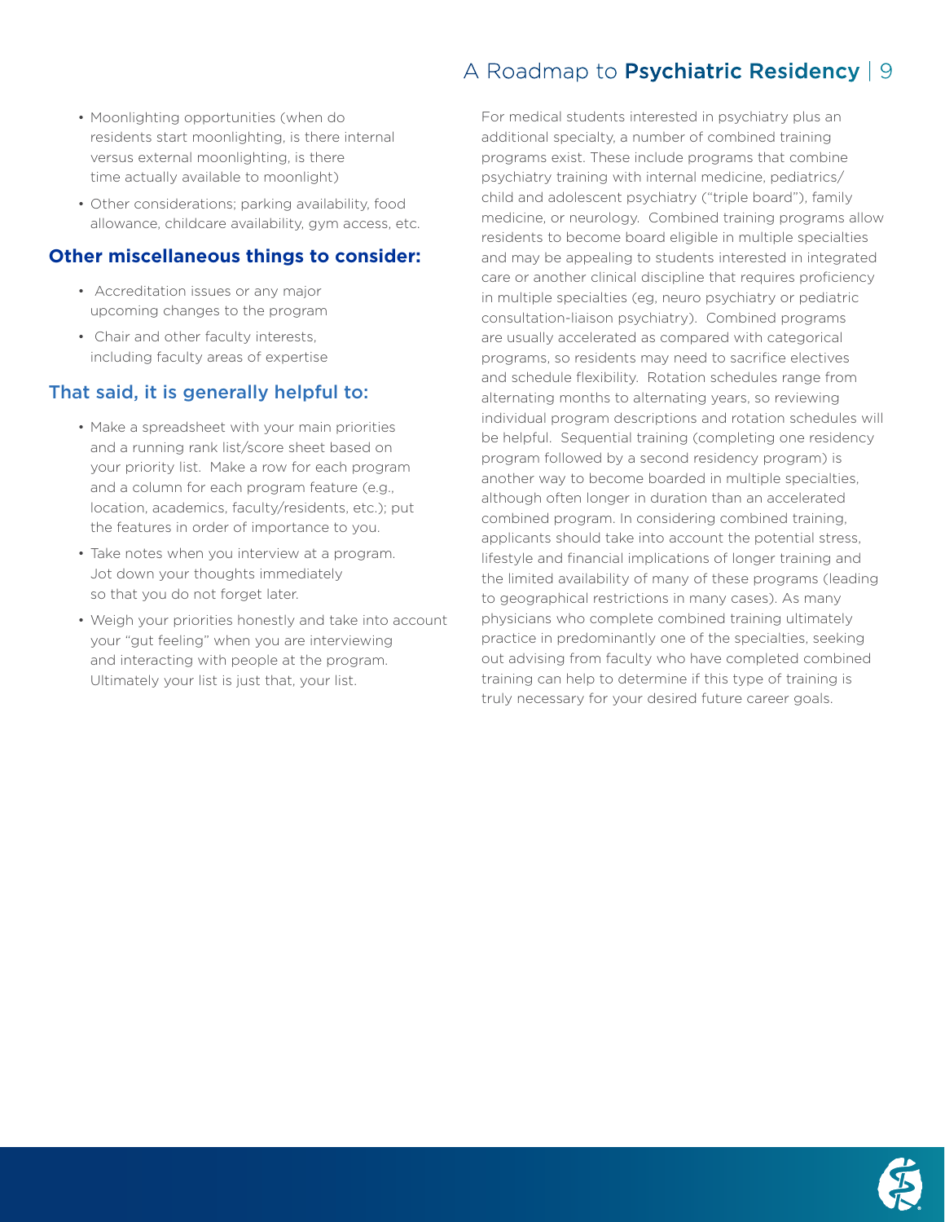- Moonlighting opportunities (when do residents start moonlighting, is there internal versus external moonlighting, is there time actually available to moonlight)
- Other considerations; parking availability, food allowance, childcare availability, gym access, etc.

### Other miscellaneous things to consider:

- Accreditation issues or any major upcoming changes to the program
- Chair and other faculty interests, including faculty areas of expertise

### That said, it is generally helpful to:

- Make a spreadsheet with your main priorities and a running rank list/score sheet based on your priority list. Make a row for each program and a column for each program feature (e.g., location, academics, faculty/residents, etc.); put the features in order of importance to you.
- Take notes when you interview at a program. Jot down your thoughts immediately so that you do not forget later.
- Weigh your priorities honestly and take into account your "gut feeling" when you are interviewing and interacting with people at the program. Ultimately your list is just that, your list.

For medical students interested in psychiatry plus an additional specialty, a number of combined training programs exist. These include programs that combine psychiatry training with internal medicine, pediatrics/ child and adolescent psychiatry ("triple board"), family medicine, or neurology. Combined training programs allow residents to become board eligible in multiple specialties and may be appealing to students interested in integrated care or another clinical discipline that requires proficiency in multiple specialties (eg, neuro psychiatry or pediatric consultation-liaison psychiatry). Combined programs are usually accelerated as compared with categorical programs, so residents may need to sacrifice electives and schedule flexibility. Rotation schedules range from alternating months to alternating years, so reviewing individual program descriptions and rotation schedules will be helpful. Sequential training (completing one residency program followed by a second residency program) is another way to become boarded in multiple specialties, although often longer in duration than an accelerated combined program. In considering combined training, applicants should take into account the potential stress, lifestyle and financial implications of longer training and the limited availability of many of these programs (leading to geographical restrictions in many cases). As many physicians who complete combined training ultimately practice in predominantly one of the specialties, seeking out advising from faculty who have completed combined training can help to determine if this type of training is truly necessary for your desired future career goals.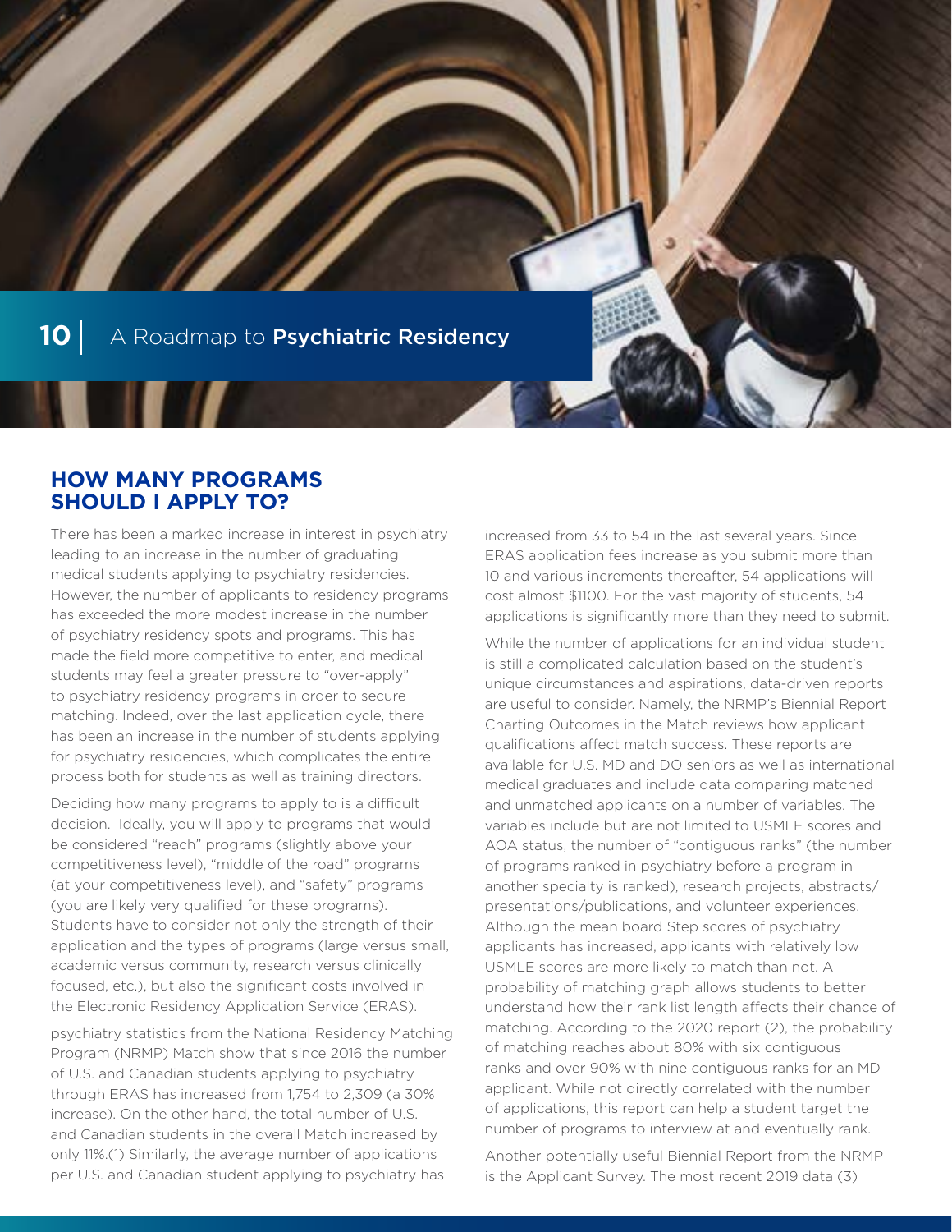## HOW MANY PROGRAMS SHOULD I APPLY TO?

There has been a marked increase in interest in psychiatry leading to an increase in the number of graduating medical students applying to psychiatry residencies. However, the number of applicants to residency programs has exceeded the more modest increase in the number of psychiatry residency spots and programs. This has made the field more competitive to enter, and medical students may feel a greater pressure to "over-apply" to psychiatry residency programs in order to secure matching. Indeed, over the last application cycle, there has been an increase in the number of students applying for psychiatry residencies, which complicates the entire process both for students as well as training directors.

Deciding how many programs to apply to is a difficult decision. Ideally, you will apply to programs that would be considered "reach" programs (slightly above your competitiveness level), "middle of the road" programs (at your competitiveness level), and "safety" programs (you are likely very qualified for these programs). Students have to consider not only the strength of their application and the types of programs (large versus small, academic versus community, research versus clinically focused, etc.), but also the significant costs involved in the Electronic Residency Application Service (ERAS).

psychiatry statistics from the National Residency Matching Program (NRMP) Match show that since 2016 the number of U.S. and Canadian students applying to psychiatry through ERAS has increased from 1,754 to 2,309 (a 30% increase). On the other hand, the total number of U.S. and Canadian students in the overall Match increased by only 11%.(1) Similarly, the average number of applications per U.S. and Canadian student applying to psychiatry has increased from 33 to 54 in the last several years. Since ERAS application fees increase as you submit more than 10 and various increments thereafter, 54 applications will cost almost $1100. For the vast majority of students, 54 applications is significantly more than they need to submit.

While the number of applications for an individual student is still a complicated calculation based on the student's unique circumstances and aspirations, data-driven reports are useful to consider. Namely, the NRMP's Biennial Report Charting Outcomes in the Match reviews how applicant qualifications affect match success. These reports are available for U.S. MD and DO seniors as well as international medical graduates and include data comparing matched and unmatched applicants on a number of variables. The variables include but are not limited to USMLE scores and AOA status, the number of "contiguous ranks" (the number of programs ranked in psychiatry before a program in another specialty is ranked), research projects, abstracts/presentations/publications, and volunteer experiences. Although the mean board Step scores of psychiatry applicants has increased, applicants with relatively low USMLE scores are more likely to match than not. A probability of matching graph allows students to better understand how their rank list length affects their chance of matching. According to the 2020 report (2), the probability of matching reaches about 80% with six contiguous ranks and over 90% with nine contiguous ranks for an MD applicant. While not directly correlated with the number of applications, this report can help a student target the number of programs to interview at and eventually rank.

Another potentially useful Biennial Report from the NRMP is the Applicant Survey. The most recent 2019 data (3)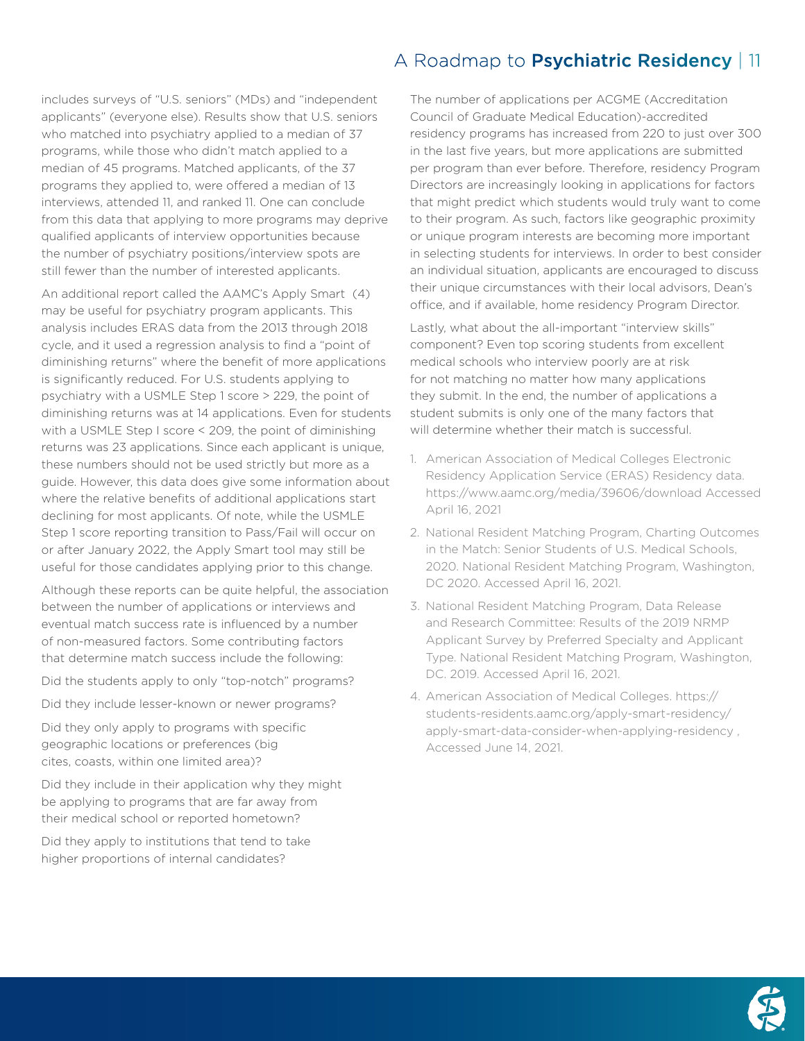includes surveys of "U.S. seniors" (MDs) and "independent applicants" (everyone else). Results show that U.S. seniors who matched into psychiatry applied to a median of 37 programs, while those who didn't match applied to a median of 45 programs. Matched applicants, of the 37 programs they applied to, were offered a median of 13 interviews, attended 11, and ranked 11. One can conclude from this data that applying to more programs may deprive qualified applicants of interview opportunities because the number of psychiatry positions/interview spots are still fewer than the number of interested applicants.

An additional report called the AAMC's Apply Smart (4) may be useful for psychiatry program applicants. This analysis includes ERAS data from the 2013 through 2018 cycle, and it used a regression analysis to find a "point of diminishing returns" where the benefit of more applications is significantly reduced. For U.S. students applying to psychiatry with a USMLE Step 1 score > 229, the point of diminishing returns was at 14 applications. Even for students with a USMLE Step I score < 209, the point of diminishing returns was 23 applications. Since each applicant is unique, these numbers should not be used strictly but more as a guide. However, this data does give some information about where the relative benefits of additional applications start declining for most applicants. Of note, while the USMLE Step 1 score reporting transition to Pass/Fail will occur on or after January 2022, the Apply Smart tool may still be useful for those candidates applying prior to this change.

Although these reports can be quite helpful, the association between the number of applications or interviews and eventual match success rate is influenced by a number of non-measured factors. Some contributing factors that determine match success include the following:

Did the students apply to only "top-notch" programs?

Did they include lesser-known or newer programs?

Did they only apply to programs with specific geographic locations or preferences (big cites, coasts, within one limited area)?

Did they include in their application why they might be applying to programs that are far away from their medical school or reported hometown?

Did they apply to institutions that tend to take higher proportions of internal candidates?

The number of applications per ACGME (Accreditation Council of Graduate Medical Education)-accredited residency programs has increased from 220 to just over 300 in the last five years, but more applications are submitted per program than ever before. Therefore, residency Program Directors are increasingly looking in applications for factors that might predict which students would truly want to come to their program. As such, factors like geographic proximity or unique program interests are becoming more important in selecting students for interviews. In order to best consider an individual situation, applicants are encouraged to discuss their unique circumstances with their local advisors, Dean's office, and if available, home residency Program Director.

Lastly, what about the all-important "interview skills" component? Even top scoring students from excellent medical schools who interview poorly are at risk for not matching no matter how many applications they submit. In the end, the number of applications a student submits is only one of the many factors that will determine whether their match is successful.

1. American Association of Medical Colleges Electronic Residency Application Service (ERAS) Residency data. https://www.aamc.org/media/39606/download Accessed April 16, 2021
2. National Resident Matching Program, Charting Outcomes in the Match: Senior Students of U.S. Medical Schools, 2020. National Resident Matching Program, Washington, DC 2020. Accessed April 16, 2021.
3. National Resident Matching Program, Data Release and Research Committee: Results of the 2019 NRMP Applicant Survey by Preferred Specialty and Applicant Type. National Resident Matching Program, Washington, DC. 2019. Accessed April 16, 2021.
4. American Association of Medical Colleges. https://students-residents.aamc.org/apply-smart-residency/apply-smart-data-consider-when-applying-residency , Accessed June 14, 2021.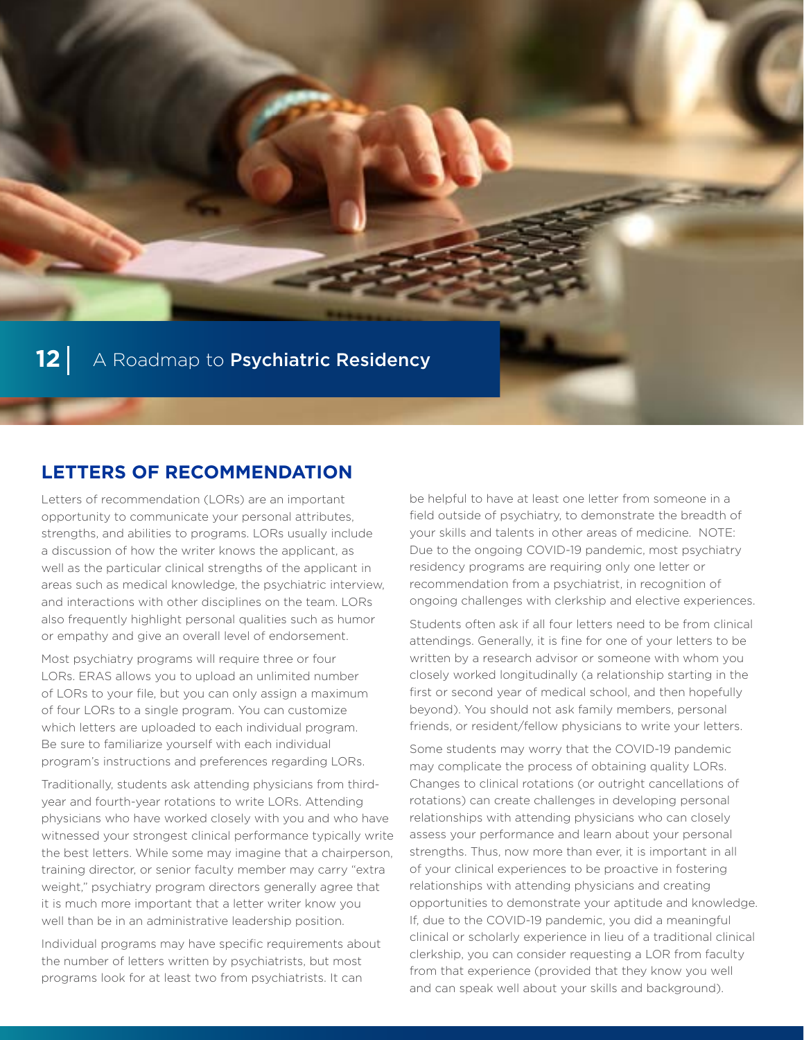## LETTERS OF RECOMMENDATION

Letters of recommendation (LORs) are an important opportunity to communicate your personal attributes, strengths, and abilities to programs. LORs usually include a discussion of how the writer knows the applicant, as well as the particular clinical strengths of the applicant in areas such as medical knowledge, the psychiatric interview, and interactions with other disciplines on the team. LORs also frequently highlight personal qualities such as humor or empathy and give an overall level of endorsement.

Most psychiatry programs will require three or four LORs. ERAS allows you to upload an unlimited number of LORs to your file, but you can only assign a maximum of four LORs to a single program. You can customize which letters are uploaded to each individual program. Be sure to familiarize yourself with each individual program's instructions and preferences regarding LORs.

Traditionally, students ask attending physicians from third-year and fourth-year rotations to write LORs. Attending physicians who have worked closely with you and who have witnessed your strongest clinical performance typically write the best letters. While some may imagine that a chairperson, training director, or senior faculty member may carry "extra weight," psychiatry program directors generally agree that it is much more important that a letter writer know you well than be in an administrative leadership position.

Individual programs may have specific requirements about the number of letters written by psychiatrists, but most programs look for at least two from psychiatrists. It can be helpful to have at least one letter from someone in a field outside of psychiatry, to demonstrate the breadth of your skills and talents in other areas of medicine. NOTE: Due to the ongoing COVID-19 pandemic, most psychiatry residency programs are requiring only one letter or recommendation from a psychiatrist, in recognition of ongoing challenges with clerkship and elective experiences.

Students often ask if all four letters need to be from clinical attendings. Generally, it is fine for one of your letters to be written by a research advisor or someone with whom you closely worked longitudinally (a relationship starting in the first or second year of medical school, and then hopefully beyond). You should not ask family members, personal friends, or resident/fellow physicians to write your letters.

Some students may worry that the COVID-19 pandemic may complicate the process of obtaining quality LORs. Changes to clinical rotations (or outright cancellations of rotations) can create challenges in developing personal relationships with attending physicians who can closely assess your performance and learn about your personal strengths. Thus, now more than ever, it is important in all of your clinical experiences to be proactive in fostering relationships with attending physicians and creating opportunities to demonstrate your aptitude and knowledge. If, due to the COVID-19 pandemic, you did a meaningful clinical or scholarly experience in lieu of a traditional clinical clerkship, you can consider requesting a LOR from faculty from that experience (provided that they know you well and can speak well about your skills and background).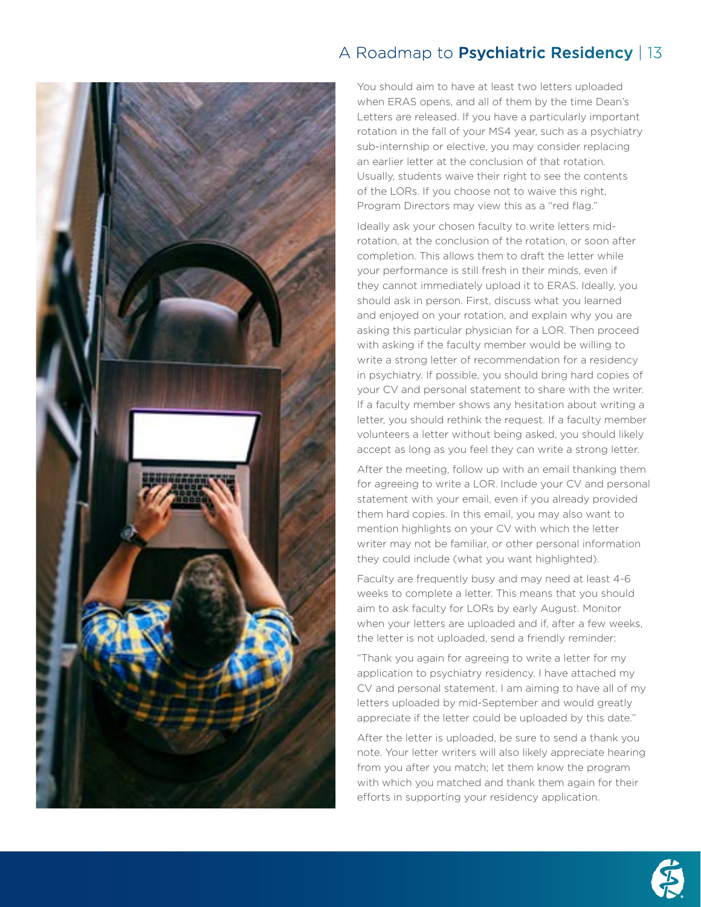You should aim to have at least two letters uploaded when ERAS opens, and all of them by the time Dean's Letters are released. If you have a particularly important rotation in the fall of your MS4 year, such as a psychiatry sub-internship or elective, you may consider replacing an earlier letter at the conclusion of that rotation. Usually, students waive their right to see the contents of the LORs. If you choose not to waive this right, Program Directors may view this as a "red flag."

Ideally ask your chosen faculty to write letters mid-rotation, at the conclusion of the rotation, or soon after completion. This allows them to draft the letter while your performance is still fresh in their minds, even if they cannot immediately upload it to ERAS. Ideally, you should ask in person. First, discuss what you learned and enjoyed on your rotation, and explain why you are asking this particular physician for a LOR. Then proceed with asking if the faculty member would be willing to write a strong letter of recommendation for a residency in psychiatry. If possible, you should bring hard copies of your CV and personal statement to share with the writer. If a faculty member shows any hesitation about writing a letter, you should rethink the request. If a faculty member volunteers a letter without being asked, you should likely accept as long as you feel they can write a strong letter.

After the meeting, follow up with an email thanking them for agreeing to write a LOR. Include your CV and personal statement with your email, even if you already provided them hard copies. In this email, you may also want to mention highlights on your CV with which the letter writer may not be familiar, or other personal information they could include (what you want highlighted).

Faculty are frequently busy and may need at least 4-6 weeks to complete a letter. This means that you should aim to ask faculty for LORs by early August. Monitor when your letters are uploaded and if, after a few weeks, the letter is not uploaded, send a friendly reminder:

"Thank you again for agreeing to write a letter for my application to psychiatry residency. I have attached my CV and personal statement. I am aiming to have all of my letters uploaded by mid-September and would greatly appreciate if the letter could be uploaded by this date."

After the letter is uploaded, be sure to send a thank you note. Your letter writers will also likely appreciate hearing from you after you match; let them know the program with which you matched and thank them again for their efforts in supporting your residency application.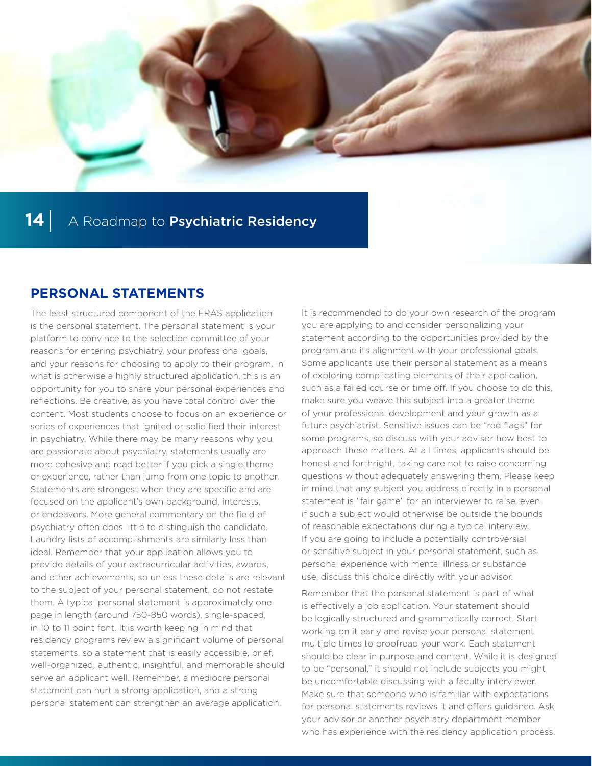## PERSONAL STATEMENTS

The least structured component of the ERAS application is the personal statement. The personal statement is your platform to convince to the selection committee of your reasons for entering psychiatry, your professional goals, and your reasons for choosing to apply to their program. In what is otherwise a highly structured application, this is an opportunity for you to share your personal experiences and reflections. Be creative, as you have total control over the content. Most students choose to focus on an experience or series of experiences that ignited or solidified their interest in psychiatry. While there may be many reasons why you are passionate about psychiatry, statements usually are more cohesive and read better if you pick a single theme or experience, rather than jump from one topic to another. Statements are strongest when they are specific and are focused on the applicant's own background, interests, or endeavors. More general commentary on the field of psychiatry often does little to distinguish the candidate. Laundry lists of accomplishments are similarly less than ideal. Remember that your application allows you to provide details of your extracurricular activities, awards, and other achievements, so unless these details are relevant to the subject of your personal statement, do not restate them. A typical personal statement is approximately one page in length (around 750-850 words), single-spaced, in 10 to 11 point font. It is worth keeping in mind that residency programs review a significant volume of personal statements, so a statement that is easily accessible, brief, well-organized, authentic, insightful, and memorable should serve an applicant well. Remember, a mediocre personal statement can hurt a strong application, and a strong personal statement can strengthen an average application.

It is recommended to do your own research of the program you are applying to and consider personalizing your statement according to the opportunities provided by the program and its alignment with your professional goals. Some applicants use their personal statement as a means of exploring complicating elements of their application, such as a failed course or time off. If you choose to do this, make sure you weave this subject into a greater theme of your professional development and your growth as a future psychiatrist. Sensitive issues can be "red flags" for some programs, so discuss with your advisor how best to approach these matters. At all times, applicants should be honest and forthright, taking care not to raise concerning questions without adequately answering them. Please keep in mind that any subject you address directly in a personal statement is "fair game" for an interviewer to raise, even if such a subject would otherwise be outside the bounds of reasonable expectations during a typical interview. If you are going to include a potentially controversial or sensitive subject in your personal statement, such as personal experience with mental illness or substance use, discuss this choice directly with your advisor.

Remember that the personal statement is part of what is effectively a job application. Your statement should be logically structured and grammatically correct. Start working on it early and revise your personal statement multiple times to proofread your work. Each statement should be clear in purpose and content. While it is designed to be "personal," it should not include subjects you might be uncomfortable discussing with a faculty interviewer. Make sure that someone who is familiar with expectations for personal statements reviews it and offers guidance. Ask your advisor or another psychiatry department member who has experience with the residency application process.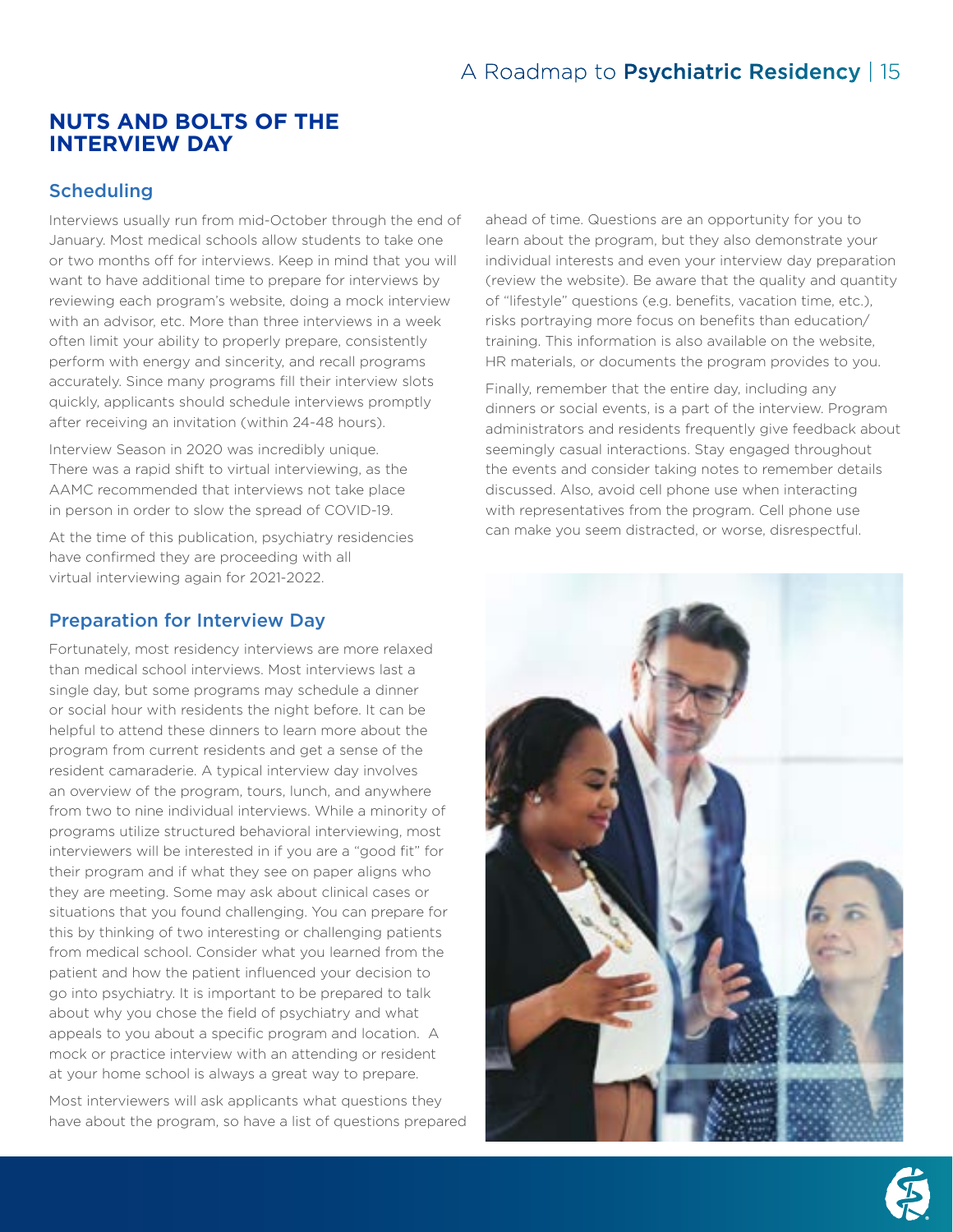## NUTS AND BOLTS OF THE INTERVIEW DAY

### Scheduling

Interviews usually run from mid-October through the end of January. Most medical schools allow students to take one or two months off for interviews. Keep in mind that you will want to have additional time to prepare for interviews by reviewing each program's website, doing a mock interview with an advisor, etc. More than three interviews in a week often limit your ability to properly prepare, consistently perform with energy and sincerity, and recall programs accurately. Since many programs fill their interview slots quickly, applicants should schedule interviews promptly after receiving an invitation (within 24-48 hours).

Interview Season in 2020 was incredibly unique. There was a rapid shift to virtual interviewing, as the AAMC recommended that interviews not take place in person in order to slow the spread of COVID-19.

At the time of this publication, psychiatry residencies have confirmed they are proceeding with all virtual interviewing again for 2021-2022.

### Preparation for Interview Day

Fortunately, most residency interviews are more relaxed than medical school interviews. Most interviews last a single day, but some programs may schedule a dinner or social hour with residents the night before. It can be helpful to attend these dinners to learn more about the program from current residents and get a sense of the resident camaraderie. A typical interview day involves an overview of the program, tours, lunch, and anywhere from two to nine individual interviews. While a minority of programs utilize structured behavioral interviewing, most interviewers will be interested in if you are a "good fit" for their program and if what they see on paper aligns who they are meeting. Some may ask about clinical cases or situations that you found challenging. You can prepare for this by thinking of two interesting or challenging patients from medical school. Consider what you learned from the patient and how the patient influenced your decision to go into psychiatry. It is important to be prepared to talk about why you chose the field of psychiatry and what appeals to you about a specific program and location. A mock or practice interview with an attending or resident at your home school is always a great way to prepare.

Most interviewers will ask applicants what questions they have about the program, so have a list of questions prepared ahead of time. Questions are an opportunity for you to learn about the program, but they also demonstrate your individual interests and even your interview day preparation (review the website). Be aware that the quality and quantity of "lifestyle" questions (e.g. benefits, vacation time, etc.), risks portraying more focus on benefits than education/ training. This information is also available on the website, HR materials, or documents the program provides to you.

Finally, remember that the entire day, including any dinners or social events, is a part of the interview. Program administrators and residents frequently give feedback about seemingly casual interactions. Stay engaged throughout the events and consider taking notes to remember details discussed. Also, avoid cell phone use when interacting with representatives from the program. Cell phone use can make you seem distracted, or worse, disrespectful.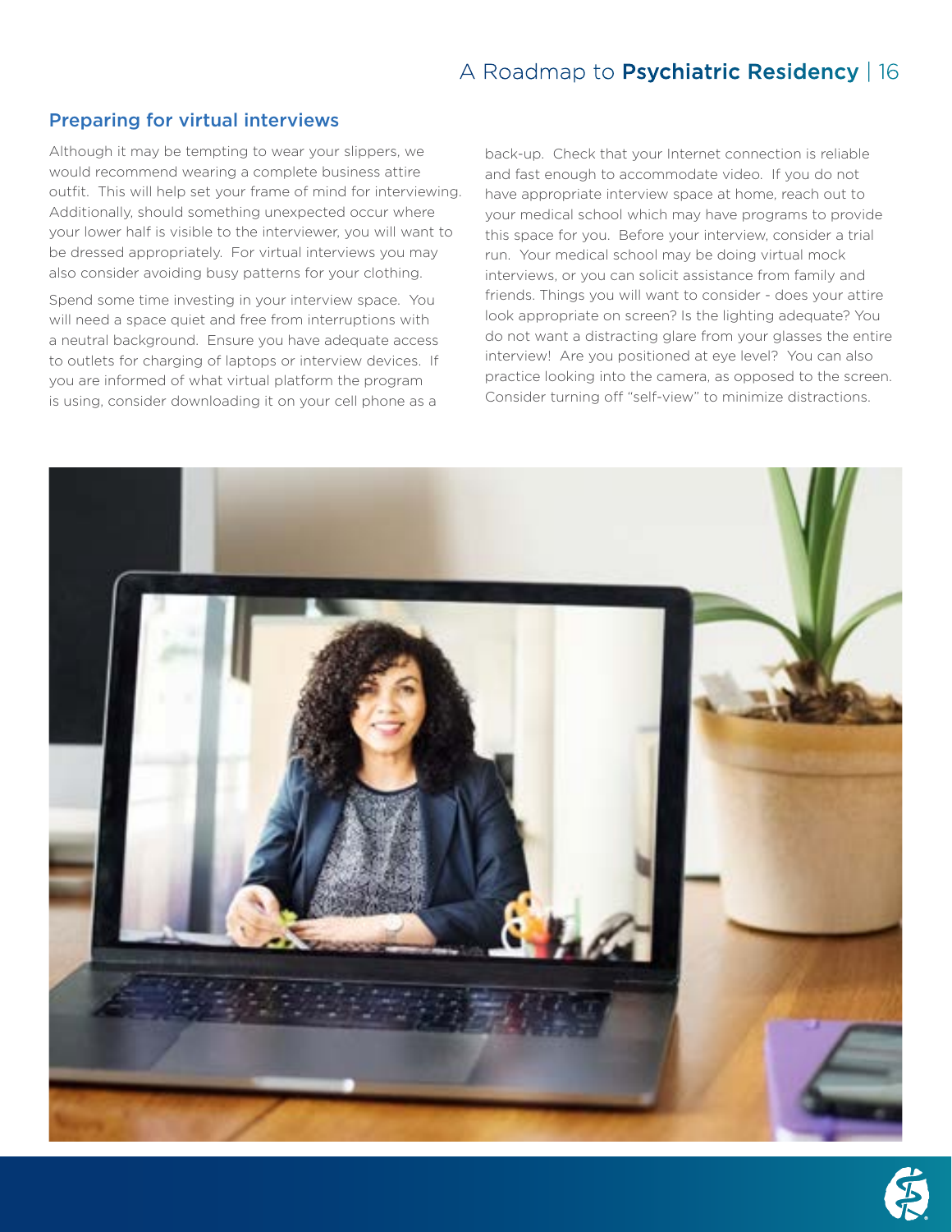## Preparing for virtual interviews

Although it may be tempting to wear your slippers, we would recommend wearing a complete business attire outfit. This will help set your frame of mind for interviewing. Additionally, should something unexpected occur where your lower half is visible to the interviewer, you will want to be dressed appropriately. For virtual interviews you may also consider avoiding busy patterns for your clothing.

Spend some time investing in your interview space. You will need a space quiet and free from interruptions with a neutral background. Ensure you have adequate access to outlets for charging of laptops or interview devices. If you are informed of what virtual platform the program is using, consider downloading it on your cell phone as a back-up. Check that your Internet connection is reliable and fast enough to accommodate video. If you do not have appropriate interview space at home, reach out to your medical school which may have programs to provide this space for you. Before your interview, consider a trial run. Your medical school may be doing virtual mock interviews, or you can solicit assistance from family and friends. Things you will want to consider - does your attire look appropriate on screen? Is the lighting adequate? You do not want a distracting glare from your glasses the entire interview! Are you positioned at eye level? You can also practice looking into the camera, as opposed to the screen. Consider turning off "self-view" to minimize distractions.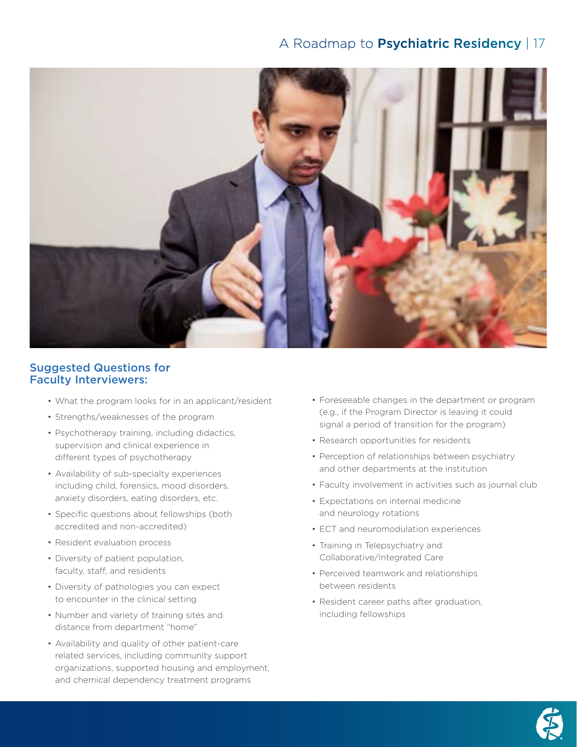## Suggested Questions for Faculty Interviewers:

- What the program looks for in an applicant/resident
- Strengths/weaknesses of the program
- Psychotherapy training, including didactics, supervision and clinical experience in different types of psychotherapy
- Availability of sub-specialty experiences including child, forensics, mood disorders, anxiety disorders, eating disorders, etc.
- Specific questions about fellowships (both accredited and non-accredited)
- Resident evaluation process
- Diversity of patient population, faculty, staff, and residents
- Diversity of pathologies you can expect to encounter in the clinical setting
- Number and variety of training sites and distance from department "home"
- Availability and quality of other patient-care related services, including community support organizations, supported housing and employment, and chemical dependency treatment programs
- Foreseeable changes in the department or program (e.g., if the Program Director is leaving it could signal a period of transition for the program)
- Research opportunities for residents
- Perception of relationships between psychiatry and other departments at the institution
- Faculty involvement in activities such as journal club
- Expectations on internal medicine and neurology rotations
- ECT and neuromodulation experiences
- Training in Telepsychiatry and Collaborative/Integrated Care
- Perceived teamwork and relationships between residents
- Resident career paths after graduation, including fellowships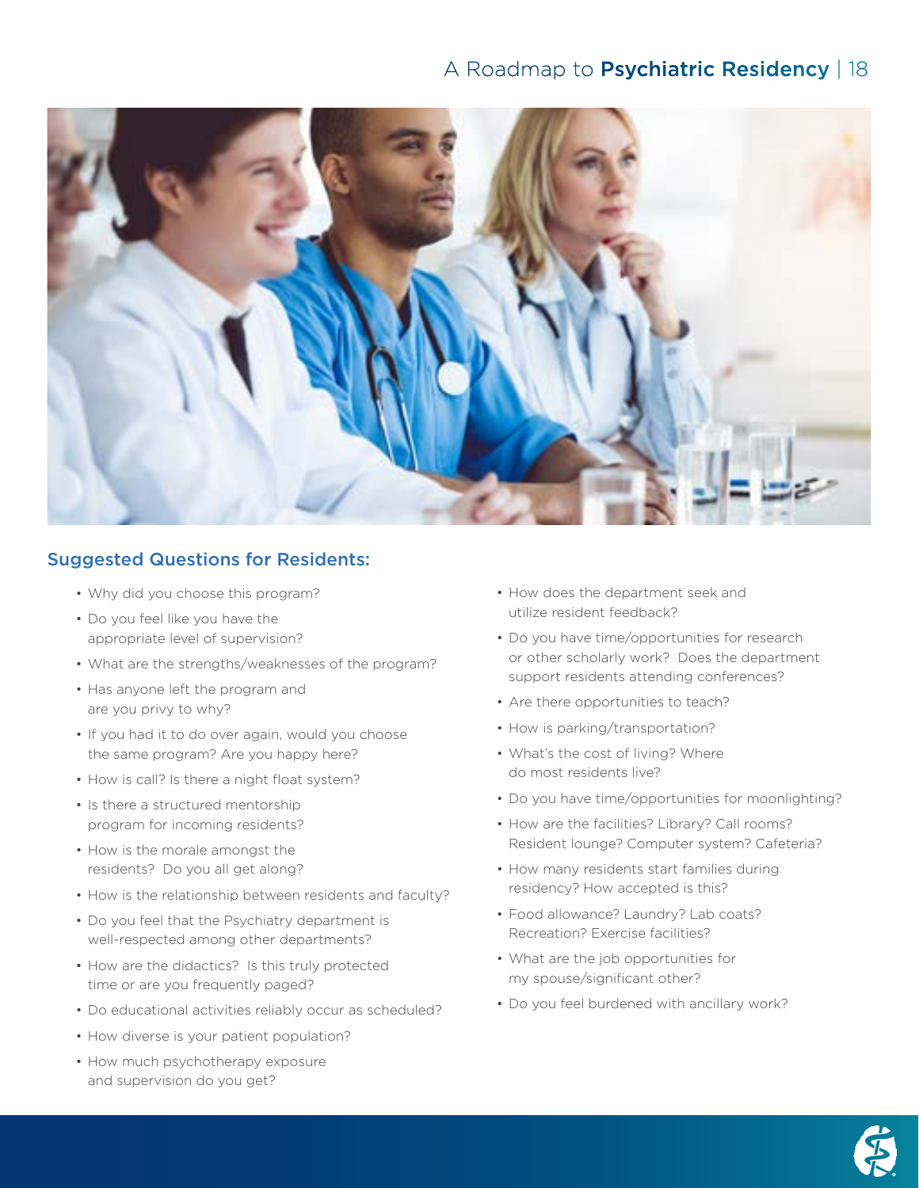## Suggested Questions for Residents:

- Why did you choose this program?
- Do you feel like you have the appropriate level of supervision?
- What are the strengths/weaknesses of the program?
- Has anyone left the program and are you privy to why?
- If you had it to do over again, would you choose the same program? Are you happy here?
- How is call? Is there a night float system?
- Is there a structured mentorship program for incoming residents?
- How is the morale amongst the residents? Do you all get along?
- How is the relationship between residents and faculty?
- Do you feel that the Psychiatry department is well-respected among other departments?
- How are the didactics? Is this truly protected time or are you frequently paged?
- Do educational activities reliably occur as scheduled?
- How diverse is your patient population?
- How much psychotherapy exposure and supervision do you get?
- How does the department seek and utilize resident feedback?
- Do you have time/opportunities for research or other scholarly work? Does the department support residents attending conferences?
- Are there opportunities to teach?
- How is parking/transportation?
- What's the cost of living? Where do most residents live?
- Do you have time/opportunities for moonlighting?
- How are the facilities? Library? Call rooms? Resident lounge? Computer system? Cafeteria?
- How many residents start families during residency? How accepted is this?
- Food allowance? Laundry? Lab coats? Recreation? Exercise facilities?
- What are the job opportunities for my spouse/significant other?
- Do you feel burdened with ancillary work?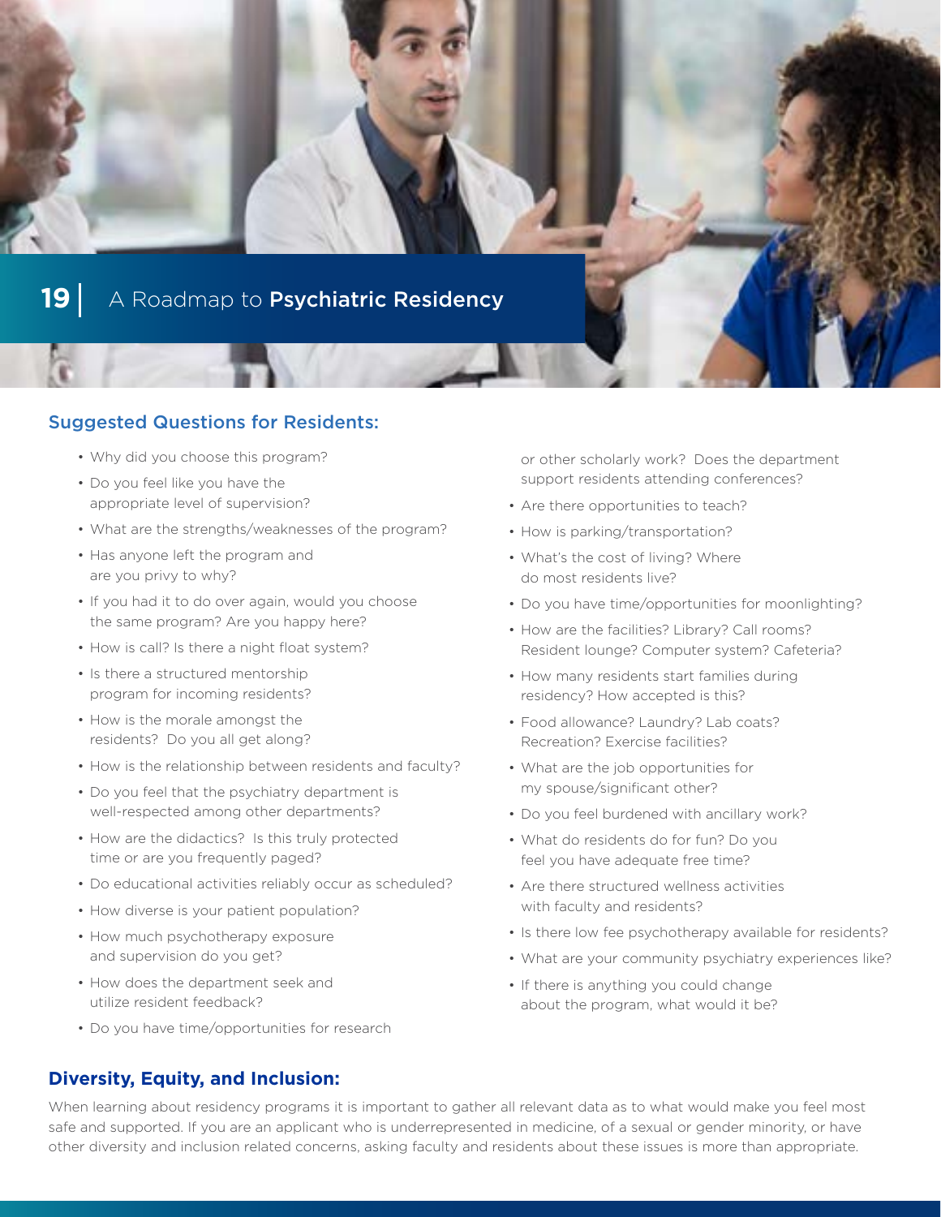## Suggested Questions for Residents:

- Why did you choose this program?
- Do you feel like you have the appropriate level of supervision?
- What are the strengths/weaknesses of the program?
- Has anyone left the program and are you privy to why?
- If you had it to do over again, would you choose the same program? Are you happy here?
- How is call? Is there a night float system?
- Is there a structured mentorship program for incoming residents?
- How is the morale amongst the residents? Do you all get along?
- How is the relationship between residents and faculty?
- Do you feel that the psychiatry department is well-respected among other departments?
- How are the didactics? Is this truly protected time or are you frequently paged?
- Do educational activities reliably occur as scheduled?
- How diverse is your patient population?
- How much psychotherapy exposure and supervision do you get?
- How does the department seek and utilize resident feedback?
- Do you have time/opportunities for research or other scholarly work? Does the department support residents attending conferences?
- Are there opportunities to teach?
- How is parking/transportation?
- What's the cost of living? Where do most residents live?
- Do you have time/opportunities for moonlighting?
- How are the facilities? Library? Call rooms? Resident lounge? Computer system? Cafeteria?
- How many residents start families during residency? How accepted is this?
- Food allowance? Laundry? Lab coats? Recreation? Exercise facilities?
- What are the job opportunities for my spouse/significant other?
- Do you feel burdened with ancillary work?
- What do residents do for fun? Do you feel you have adequate free time?
- Are there structured wellness activities with faculty and residents?
- Is there low fee psychotherapy available for residents?
- What are your community psychiatry experiences like?
- If there is anything you could change about the program, what would it be?

## Diversity, Equity, and Inclusion:

When learning about residency programs it is important to gather all relevant data as to what would make you feel most safe and supported. If you are an applicant who is underrepresented in medicine, of a sexual or gender minority, or have other diversity and inclusion related concerns, asking faculty and residents about these issues is more than appropriate.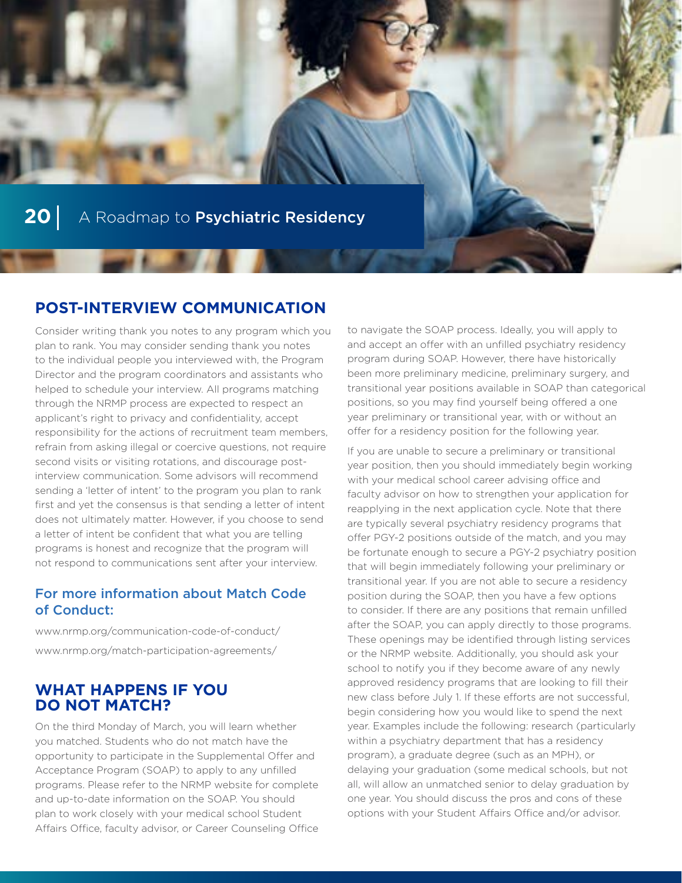## POST-INTERVIEW COMMUNICATION

Consider writing thank you notes to any program which you plan to rank. You may consider sending thank you notes to the individual people you interviewed with, the Program Director and the program coordinators and assistants who helped to schedule your interview. All programs matching through the NRMP process are expected to respect an applicant's right to privacy and confidentiality, accept responsibility for the actions of recruitment team members, refrain from asking illegal or coercive questions, not require second visits or visiting rotations, and discourage post-interview communication. Some advisors will recommend sending a 'letter of intent' to the program you plan to rank first and yet the consensus is that sending a letter of intent does not ultimately matter. However, if you choose to send a letter of intent be confident that what you are telling programs is honest and recognize that the program will not respond to communications sent after your interview.

### For more information about Match Code of Conduct:

www.nrmp.org/communication-code-of-conduct/

www.nrmp.org/match-participation-agreements/

## WHAT HAPPENS IF YOU DO NOT MATCH?

On the third Monday of March, you will learn whether you matched. Students who do not match have the opportunity to participate in the Supplemental Offer and Acceptance Program (SOAP) to apply to any unfilled programs. Please refer to the NRMP website for complete and up-to-date information on the SOAP. You should plan to work closely with your medical school Student Affairs Office, faculty advisor, or Career Counseling Office to navigate the SOAP process. Ideally, you will apply to and accept an offer with an unfilled psychiatry residency program during SOAP. However, there have historically been more preliminary medicine, preliminary surgery, and transitional year positions available in SOAP than categorical positions, so you may find yourself being offered a one year preliminary or transitional year, with or without an offer for a residency position for the following year.

If you are unable to secure a preliminary or transitional year position, then you should immediately begin working with your medical school career advising office and faculty advisor on how to strengthen your application for reapplying in the next application cycle. Note that there are typically several psychiatry residency programs that offer PGY-2 positions outside of the match, and you may be fortunate enough to secure a PGY-2 psychiatry position that will begin immediately following your preliminary or transitional year. If you are not able to secure a residency position during the SOAP, then you have a few options to consider. If there are any positions that remain unfilled after the SOAP, you can apply directly to those programs. These openings may be identified through listing services or the NRMP website. Additionally, you should ask your school to notify you if they become aware of any newly approved residency programs that are looking to fill their new class before July 1. If these efforts are not successful, begin considering how you would like to spend the next year. Examples include the following: research (particularly within a psychiatry department that has a residency program), a graduate degree (such as an MPH), or delaying your graduation (some medical schools, but not all, will allow an unmatched senior to delay graduation by one year. You should discuss the pros and cons of these options with your Student Affairs Office and/or advisor.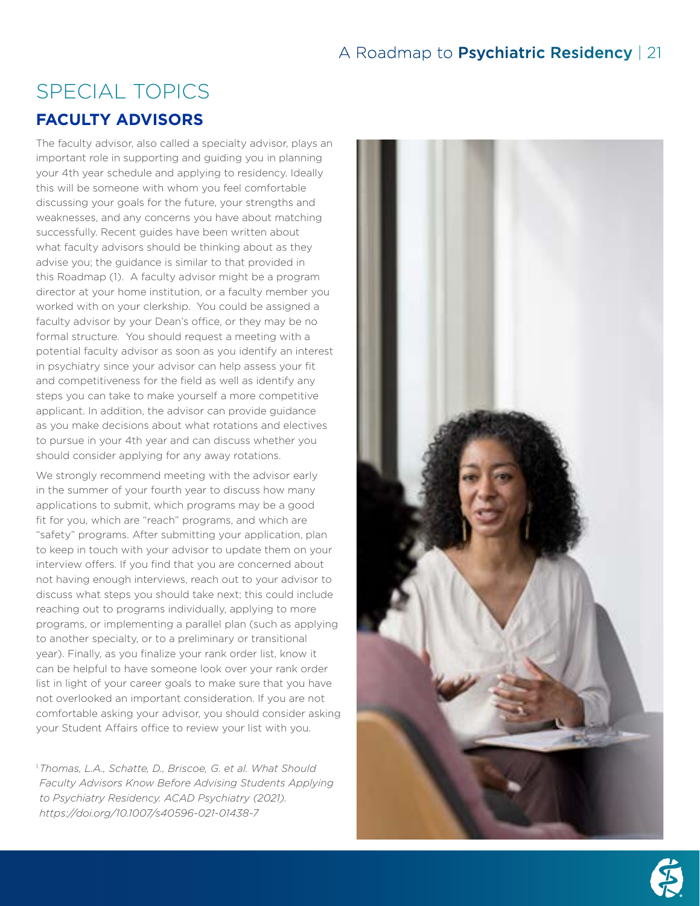# SPECIAL TOPICS

## FACULTY ADVISORS

The faculty advisor, also called a specialty advisor, plays an important role in supporting and guiding you in planning your 4th year schedule and applying to residency. Ideally this will be someone with whom you feel comfortable discussing your goals for the future, your strengths and weaknesses, and any concerns you have about matching successfully. Recent guides have been written about what faculty advisors should be thinking about as they advise you; the guidance is similar to that provided in this Roadmap (1). A faculty advisor might be a program director at your home institution, or a faculty member you worked with on your clerkship. You could be assigned a faculty advisor by your Dean's office, or they may be no formal structure. You should request a meeting with a potential faculty advisor as soon as you identify an interest in psychiatry since your advisor can help assess your fit and competitiveness for the field as well as identify any steps you can take to make yourself a more competitive applicant. In addition, the advisor can provide guidance as you make decisions about what rotations and electives to pursue in your 4th year and can discuss whether you should consider applying for any away rotations.

We strongly recommend meeting with the advisor early in the summer of your fourth year to discuss how many applications to submit, which programs may be a good fit for you, which are "reach" programs, and which are "safety" programs. After submitting your application, plan to keep in touch with your advisor to update them on your interview offers. If you find that you are concerned about not having enough interviews, reach out to your advisor to discuss what steps you should take next; this could include reaching out to programs individually, applying to more programs, or implementing a parallel plan (such as applying to another specialty, or to a preliminary or transitional year). Finally, as you finalize your rank order list, know it can be helpful to have someone look over your rank order list in light of your career goals to make sure that you have not overlooked an important consideration. If you are not comfortable asking your advisor, you should consider asking your Student Affairs office to review your list with you.

[1] *Thomas, L.A., Schatte, D., Briscoe, G. et al. What Should Faculty Advisors Know Before Advising Students Applying to Psychiatry Residency. ACAD Psychiatry (2021). https://doi.org/10.1007/s40596-021-01438-7*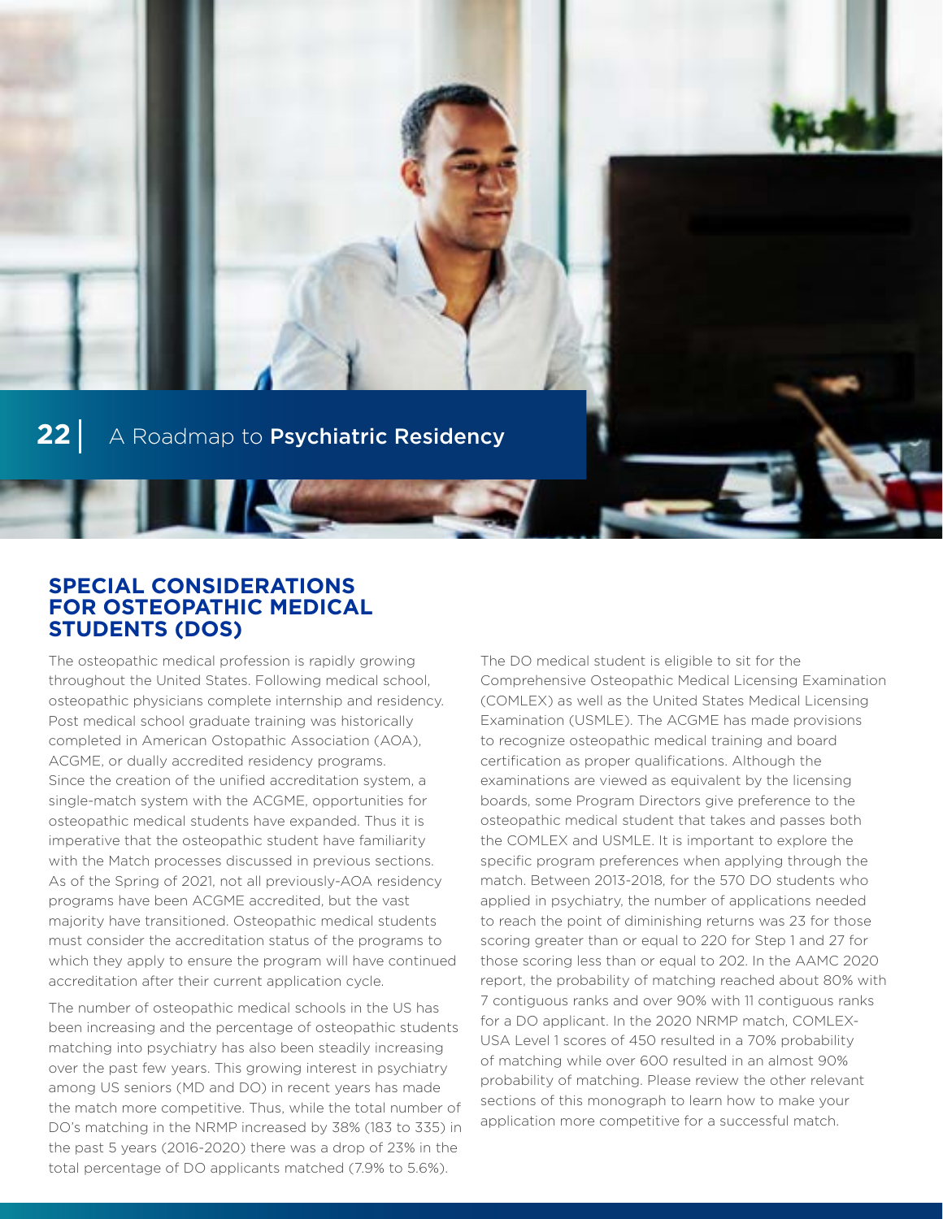## SPECIAL CONSIDERATIONS FOR OSTEOPATHIC MEDICAL STUDENTS (DOS)

The osteopathic medical profession is rapidly growing throughout the United States. Following medical school, osteopathic physicians complete internship and residency. Post medical school graduate training was historically completed in American Ostopathic Association (AOA), ACGME, or dually accredited residency programs. Since the creation of the unified accreditation system, a single-match system with the ACGME, opportunities for osteopathic medical students have expanded. Thus it is imperative that the osteopathic student have familiarity with the Match processes discussed in previous sections. As of the Spring of 2021, not all previously-AOA residency programs have been ACGME accredited, but the vast majority have transitioned. Osteopathic medical students must consider the accreditation status of the programs to which they apply to ensure the program will have continued accreditation after their current application cycle.

The number of osteopathic medical schools in the US has been increasing and the percentage of osteopathic students matching into psychiatry has also been steadily increasing over the past few years. This growing interest in psychiatry among US seniors (MD and DO) in recent years has made the match more competitive. Thus, while the total number of DO's matching in the NRMP increased by 38% (183 to 335) in the past 5 years (2016-2020) there was a drop of 23% in the total percentage of DO applicants matched (7.9% to 5.6%).

The DO medical student is eligible to sit for the Comprehensive Osteopathic Medical Licensing Examination (COMLEX) as well as the United States Medical Licensing Examination (USMLE). The ACGME has made provisions to recognize osteopathic medical training and board certification as proper qualifications. Although the examinations are viewed as equivalent by the licensing boards, some Program Directors give preference to the osteopathic medical student that takes and passes both the COMLEX and USMLE. It is important to explore the specific program preferences when applying through the match. Between 2013-2018, for the 570 DO students who applied in psychiatry, the number of applications needed to reach the point of diminishing returns was 23 for those scoring greater than or equal to 220 for Step 1 and 27 for those scoring less than or equal to 202. In the AAMC 2020 report, the probability of matching reached about 80% with 7 contiguous ranks and over 90% with 11 contiguous ranks for a DO applicant. In the 2020 NRMP match, COMLEX-USA Level 1 scores of 450 resulted in a 70% probability of matching while over 600 resulted in an almost 90% probability of matching. Please review the other relevant sections of this monograph to learn how to make your application more competitive for a successful match.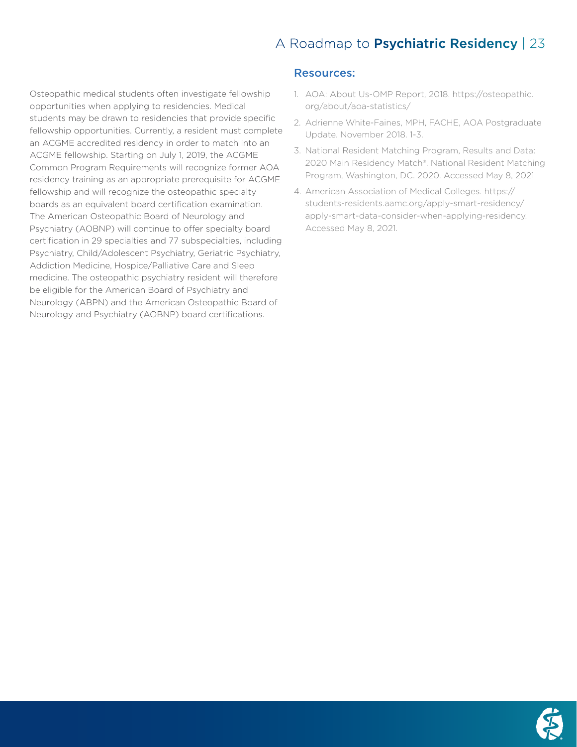Osteopathic medical students often investigate fellowship opportunities when applying to residencies. Medical students may be drawn to residencies that provide specific fellowship opportunities. Currently, a resident must complete an ACGME accredited residency in order to match into an ACGME fellowship. Starting on July 1, 2019, the ACGME Common Program Requirements will recognize former AOA residency training as an appropriate prerequisite for ACGME fellowship and will recognize the osteopathic specialty boards as an equivalent board certification examination. The American Osteopathic Board of Neurology and Psychiatry (AOBNP) will continue to offer specialty board certification in 29 specialties and 77 subspecialties, including Psychiatry, Child/Adolescent Psychiatry, Geriatric Psychiatry, Addiction Medicine, Hospice/Palliative Care and Sleep medicine. The osteopathic psychiatry resident will therefore be eligible for the American Board of Psychiatry and Neurology (ABPN) and the American Osteopathic Board of Neurology and Psychiatry (AOBNP) board certifications.

## Resources:

1. AOA: About Us-OMP Report, 2018. https://osteopathic.org/about/aoa-statistics/
2. Adrienne White-Faines, MPH, FACHE, AOA Postgraduate Update. November 2018. 1-3.
3. National Resident Matching Program, Results and Data: 2020 Main Residency Match®. National Resident Matching Program, Washington, DC. 2020. Accessed May 8, 2021
4. American Association of Medical Colleges. https://students-residents.aamc.org/apply-smart-residency/apply-smart-data-consider-when-applying-residency. Accessed May 8, 2021.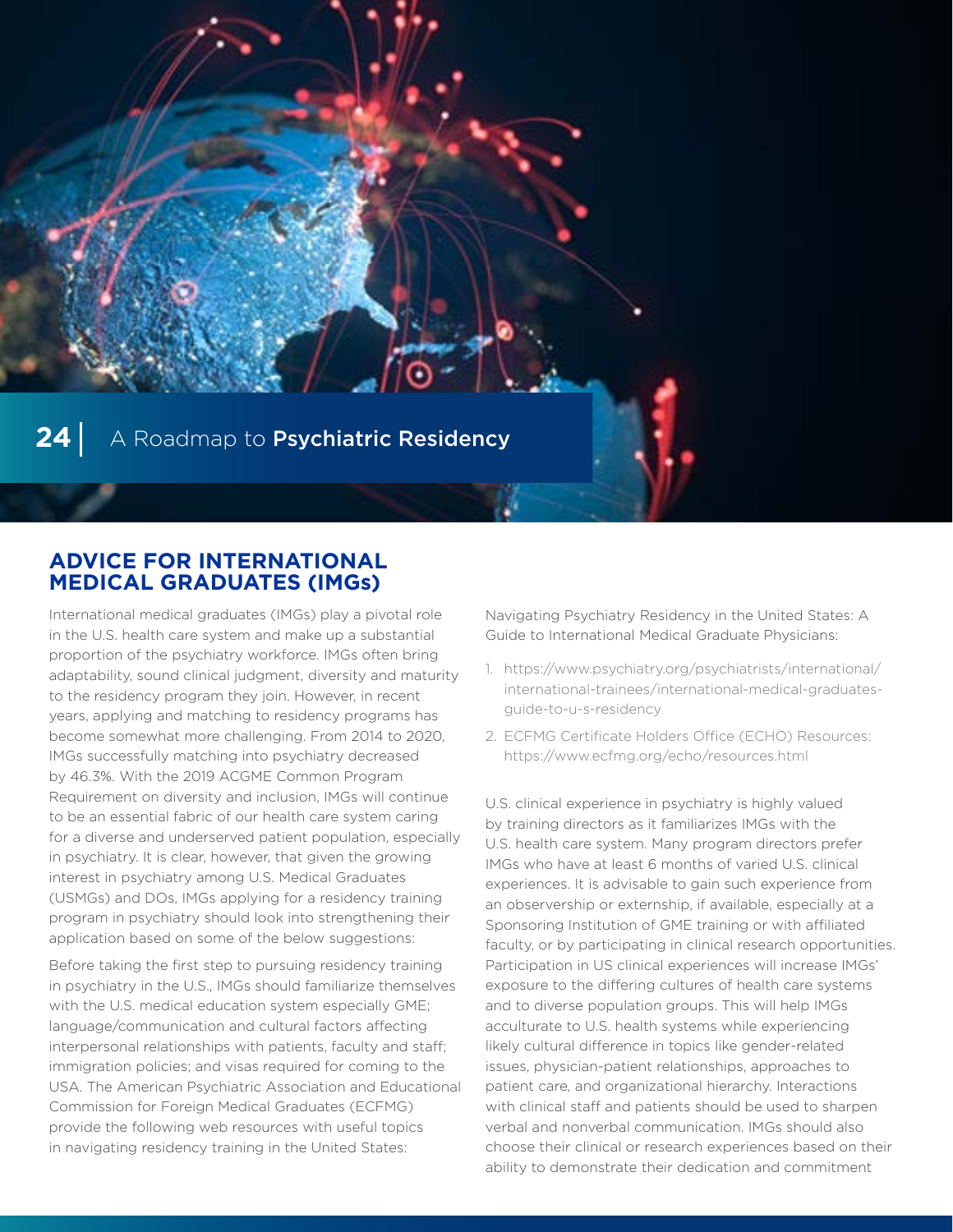## ADVICE FOR INTERNATIONAL MEDICAL GRADUATES (IMGs)

International medical graduates (IMGs) play a pivotal role in the U.S. health care system and make up a substantial proportion of the psychiatry workforce. IMGs often bring adaptability, sound clinical judgment, diversity and maturity to the residency program they join. However, in recent years, applying and matching to residency programs has become somewhat more challenging. From 2014 to 2020, IMGs successfully matching into psychiatry decreased by 46.3%. With the 2019 ACGME Common Program Requirement on diversity and inclusion, IMGs will continue to be an essential fabric of our health care system caring for a diverse and underserved patient population, especially in psychiatry. It is clear, however, that given the growing interest in psychiatry among U.S. Medical Graduates (USMGs) and DOs, IMGs applying for a residency training program in psychiatry should look into strengthening their application based on some of the below suggestions:

Before taking the first step to pursuing residency training in psychiatry in the U.S., IMGs should familiarize themselves with the U.S. medical education system especially GME; language/communication and cultural factors affecting interpersonal relationships with patients, faculty and staff; immigration policies; and visas required for coming to the USA. The American Psychiatric Association and Educational Commission for Foreign Medical Graduates (ECFMG) provide the following web resources with useful topics in navigating residency training in the United States:

Navigating Psychiatry Residency in the United States: A Guide to International Medical Graduate Physicians:

1. https://www.psychiatry.org/psychiatrists/international/international-trainees/international-medical-graduates-guide-to-u-s-residency
2. ECFMG Certificate Holders Office (ECHO) Resources: https://www.ecfmg.org/echo/resources.html

U.S. clinical experience in psychiatry is highly valued by training directors as it familiarizes IMGs with the U.S. health care system. Many program directors prefer IMGs who have at least 6 months of varied U.S. clinical experiences. It is advisable to gain such experience from an observership or externship, if available, especially at a Sponsoring Institution of GME training or with affiliated faculty, or by participating in clinical research opportunities. Participation in US clinical experiences will increase IMGs' exposure to the differing cultures of health care systems and to diverse population groups. This will help IMGs acculturate to U.S. health systems while experiencing likely cultural difference in topics like gender-related issues, physician-patient relationships, approaches to patient care, and organizational hierarchy. Interactions with clinical staff and patients should be used to sharpen verbal and nonverbal communication. IMGs should also choose their clinical or research experiences based on their ability to demonstrate their dedication and commitment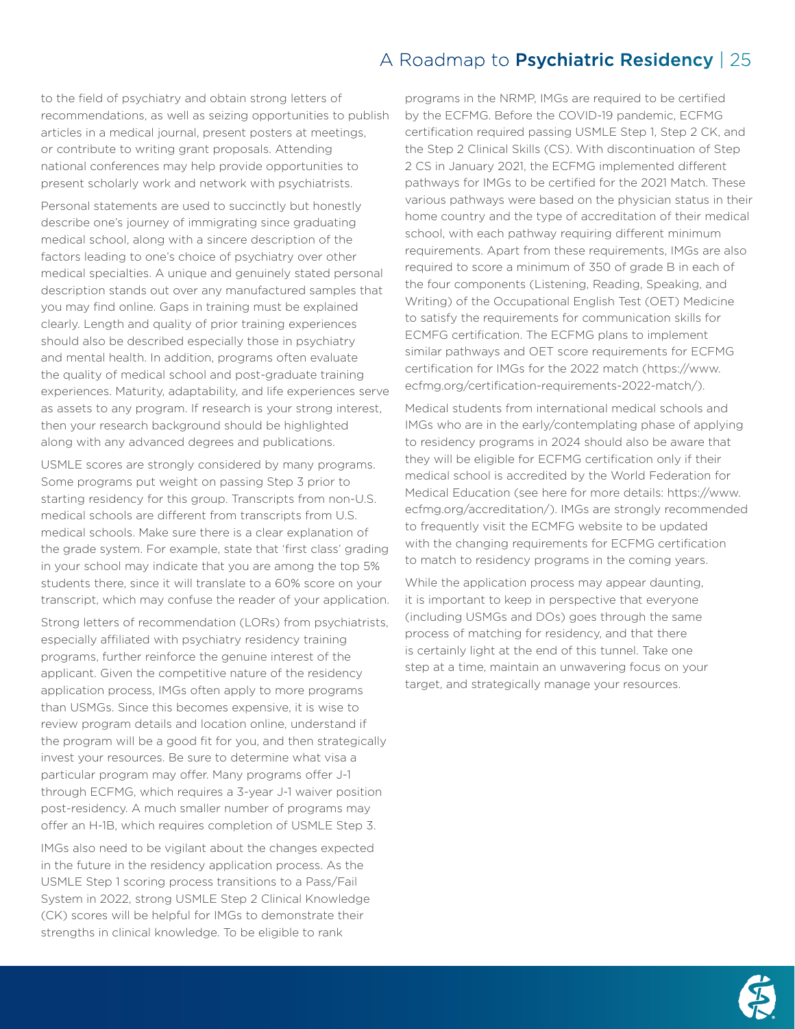to the field of psychiatry and obtain strong letters of recommendations, as well as seizing opportunities to publish articles in a medical journal, present posters at meetings, or contribute to writing grant proposals. Attending national conferences may help provide opportunities to present scholarly work and network with psychiatrists.

Personal statements are used to succinctly but honestly describe one's journey of immigrating since graduating medical school, along with a sincere description of the factors leading to one's choice of psychiatry over other medical specialties. A unique and genuinely stated personal description stands out over any manufactured samples that you may find online. Gaps in training must be explained clearly. Length and quality of prior training experiences should also be described especially those in psychiatry and mental health. In addition, programs often evaluate the quality of medical school and post-graduate training experiences. Maturity, adaptability, and life experiences serve as assets to any program. If research is your strong interest, then your research background should be highlighted along with any advanced degrees and publications.

USMLE scores are strongly considered by many programs. Some programs put weight on passing Step 3 prior to starting residency for this group. Transcripts from non-U.S. medical schools are different from transcripts from U.S. medical schools. Make sure there is a clear explanation of the grade system. For example, state that 'first class' grading in your school may indicate that you are among the top 5% students there, since it will translate to a 60% score on your transcript, which may confuse the reader of your application.

Strong letters of recommendation (LORs) from psychiatrists, especially affiliated with psychiatry residency training programs, further reinforce the genuine interest of the applicant. Given the competitive nature of the residency application process, IMGs often apply to more programs than USMGs. Since this becomes expensive, it is wise to review program details and location online, understand if the program will be a good fit for you, and then strategically invest your resources. Be sure to determine what visa a particular program may offer. Many programs offer J-1 through ECFMG, which requires a 3-year J-1 waiver position post-residency. A much smaller number of programs may offer an H-1B, which requires completion of USMLE Step 3.

IMGs also need to be vigilant about the changes expected in the future in the residency application process. As the USMLE Step 1 scoring process transitions to a Pass/Fail System in 2022, strong USMLE Step 2 Clinical Knowledge (CK) scores will be helpful for IMGs to demonstrate their strengths in clinical knowledge. To be eligible to rank programs in the NRMP, IMGs are required to be certified by the ECFMG. Before the COVID-19 pandemic, ECFMG certification required passing USMLE Step 1, Step 2 CK, and the Step 2 Clinical Skills (CS). With discontinuation of Step 2 CS in January 2021, the ECFMG implemented different pathways for IMGs to be certified for the 2021 Match. These various pathways were based on the physician status in their home country and the type of accreditation of their medical school, with each pathway requiring different minimum requirements. Apart from these requirements, IMGs are also required to score a minimum of 350 of grade B in each of the four components (Listening, Reading, Speaking, and Writing) of the Occupational English Test (OET) Medicine to satisfy the requirements for communication skills for ECMFG certification. The ECFMG plans to implement similar pathways and OET score requirements for ECFMG certification for IMGs for the 2022 match (https://www.ecfmg.org/certification-requirements-2022-match/).

Medical students from international medical schools and IMGs who are in the early/contemplating phase of applying to residency programs in 2024 should also be aware that they will be eligible for ECFMG certification only if their medical school is accredited by the World Federation for Medical Education (see here for more details: https://www.ecfmg.org/accreditation/). IMGs are strongly recommended to frequently visit the ECMFG website to be updated with the changing requirements for ECFMG certification to match to residency programs in the coming years.

While the application process may appear daunting, it is important to keep in perspective that everyone (including USMGs and DOs) goes through the same process of matching for residency, and that there is certainly light at the end of this tunnel. Take one step at a time, maintain an unwavering focus on your target, and strategically manage your resources.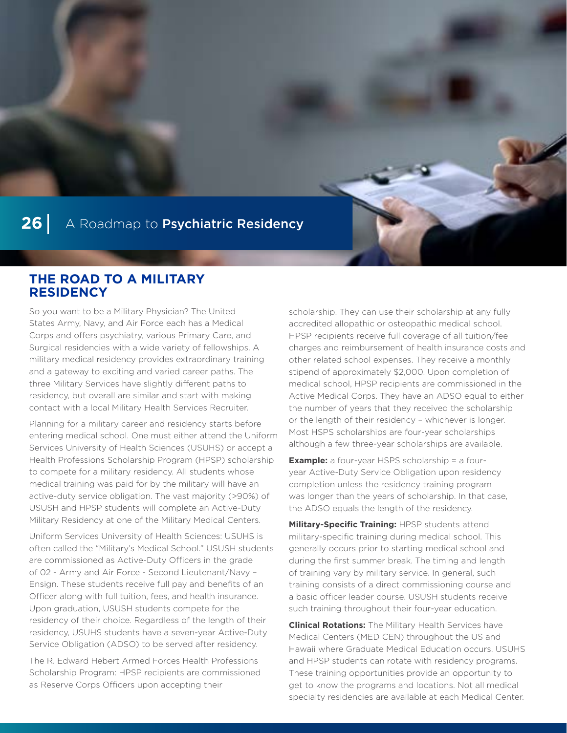## THE ROAD TO A MILITARY RESIDENCY

So you want to be a Military Physician? The United States Army, Navy, and Air Force each has a Medical Corps and offers psychiatry, various Primary Care, and Surgical residencies with a wide variety of fellowships. A military medical residency provides extraordinary training and a gateway to exciting and varied career paths. The three Military Services have slightly different paths to residency, but overall are similar and start with making contact with a local Military Health Services Recruiter.

Planning for a military career and residency starts before entering medical school. One must either attend the Uniform Services University of Health Sciences (USUHS) or accept a Health Professions Scholarship Program (HPSP) scholarship to compete for a military residency. All students whose medical training was paid for by the military will have an active-duty service obligation. The vast majority (>90%) of USUSH and HPSP students will complete an Active-Duty Military Residency at one of the Military Medical Centers.

Uniform Services University of Health Sciences: USUHS is often called the "Military's Medical School." USUSH students are commissioned as Active-Duty Officers in the grade of 02 - Army and Air Force - Second Lieutenant/Navy – Ensign. These students receive full pay and benefits of an Officer along with full tuition, fees, and health insurance. Upon graduation, USUSH students compete for the residency of their choice. Regardless of the length of their residency, USUHS students have a seven-year Active-Duty Service Obligation (ADSO) to be served after residency.

The R. Edward Hebert Armed Forces Health Professions Scholarship Program: HPSP recipients are commissioned as Reserve Corps Officers upon accepting their scholarship. They can use their scholarship at any fully accredited allopathic or osteopathic medical school. HPSP recipients receive full coverage of all tuition/fee charges and reimbursement of health insurance costs and other related school expenses. They receive a monthly stipend of approximately $2,000. Upon completion of medical school, HPSP recipients are commissioned in the Active Medical Corps. They have an ADSO equal to either the number of years that they received the scholarship or the length of their residency – whichever is longer. Most HSPS scholarships are four-year scholarships although a few three-year scholarships are available.

**Example:** a four-year HSPS scholarship = a four-year Active-Duty Service Obligation upon residency completion unless the residency training program was longer than the years of scholarship. In that case, the ADSO equals the length of the residency.

**Military-Specific Training:** HPSP students attend military-specific training during medical school. This generally occurs prior to starting medical school and during the first summer break. The timing and length of training vary by military service. In general, such training consists of a direct commissioning course and a basic officer leader course. USUSH students receive such training throughout their four-year education.

**Clinical Rotations:** The Military Health Services have Medical Centers (MED CEN) throughout the US and Hawaii where Graduate Medical Education occurs. USUHS and HPSP students can rotate with residency programs. These training opportunities provide an opportunity to get to know the programs and locations. Not all medical specialty residencies are available at each Medical Center.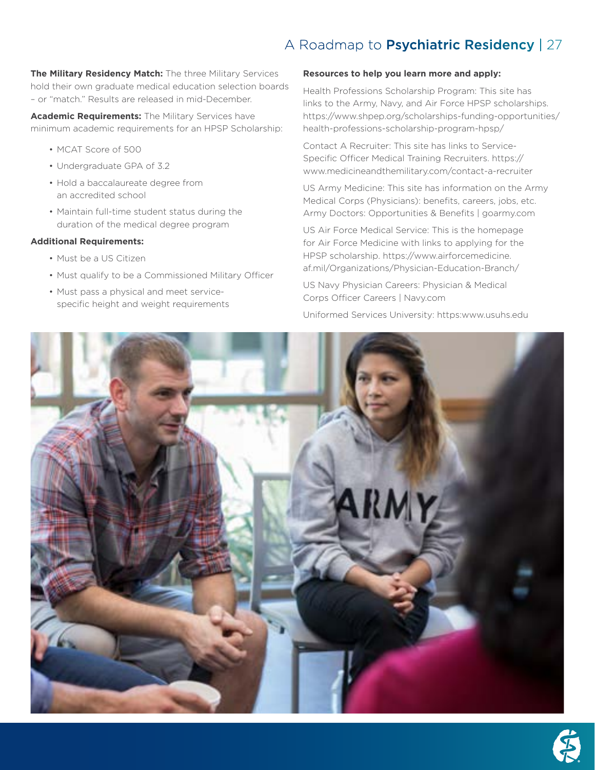**The Military Residency Match:** The three Military Services hold their own graduate medical education selection boards – or "match." Results are released in mid-December.

**Academic Requirements:** The Military Services have minimum academic requirements for an HPSP Scholarship:

- MCAT Score of 500
- Undergraduate GPA of 3.2
- Hold a baccalaureate degree from an accredited school
- Maintain full-time student status during the duration of the medical degree program

**Additional Requirements:**

- Must be a US Citizen
- Must qualify to be a Commissioned Military Officer
- Must pass a physical and meet service-specific height and weight requirements

**Resources to help you learn more and apply:**

Health Professions Scholarship Program: This site has links to the Army, Navy, and Air Force HPSP scholarships. https://www.shpep.org/scholarships-funding-opportunities/health-professions-scholarship-program-hpsp/

Contact A Recruiter: This site has links to Service-Specific Officer Medical Training Recruiters. https://www.medicineandthemilitary.com/contact-a-recruiter

US Army Medicine: This site has information on the Army Medical Corps (Physicians): benefits, careers, jobs, etc. Army Doctors: Opportunities & Benefits | goarmy.com

US Air Force Medical Service: This is the homepage for Air Force Medicine with links to applying for the HPSP scholarship. https://www.airforcemedicine.af.mil/Organizations/Physician-Education-Branch/

US Navy Physician Careers: Physician & Medical Corps Officer Careers | Navy.com

Uniformed Services University: https:www.usuhs.edu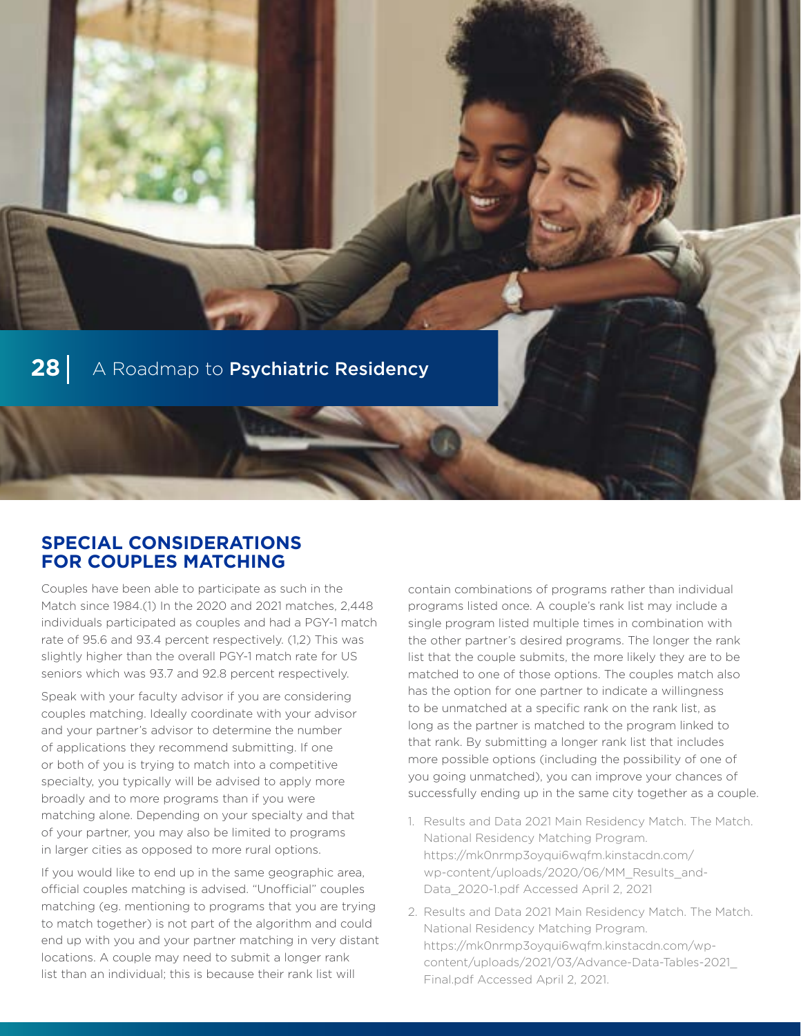## SPECIAL CONSIDERATIONS FOR COUPLES MATCHING

Couples have been able to participate as such in the Match since 1984.(1) In the 2020 and 2021 matches, 2,448 individuals participated as couples and had a PGY-1 match rate of 95.6 and 93.4 percent respectively. (1,2) This was slightly higher than the overall PGY-1 match rate for US seniors which was 93.7 and 92.8 percent respectively.

Speak with your faculty advisor if you are considering couples matching. Ideally coordinate with your advisor and your partner's advisor to determine the number of applications they recommend submitting. If one or both of you is trying to match into a competitive specialty, you typically will be advised to apply more broadly and to more programs than if you were matching alone. Depending on your specialty and that of your partner, you may also be limited to programs in larger cities as opposed to more rural options.

If you would like to end up in the same geographic area, official couples matching is advised. "Unofficial" couples matching (eg. mentioning to programs that you are trying to match together) is not part of the algorithm and could end up with you and your partner matching in very distant locations. A couple may need to submit a longer rank list than an individual; this is because their rank list will contain combinations of programs rather than individual programs listed once. A couple's rank list may include a single program listed multiple times in combination with the other partner's desired programs. The longer the rank list that the couple submits, the more likely they are to be matched to one of those options. The couples match also has the option for one partner to indicate a willingness to be unmatched at a specific rank on the rank list, as long as the partner is matched to the program linked to that rank. By submitting a longer rank list that includes more possible options (including the possibility of one of you going unmatched), you can improve your chances of successfully ending up in the same city together as a couple.

1. Results and Data 2021 Main Residency Match. The Match. National Residency Matching Program. https://mk0nrmp3oyqui6wqfm.kinstacdn.com/wp-content/uploads/2020/06/MM_Results_and-Data_2020-1.pdf Accessed April 2, 2021
2. Results and Data 2021 Main Residency Match. The Match. National Residency Matching Program. https://mk0nrmp3oyqui6wqfm.kinstacdn.com/wp-content/uploads/2021/03/Advance-Data-Tables-2021_Final.pdf Accessed April 2, 2021.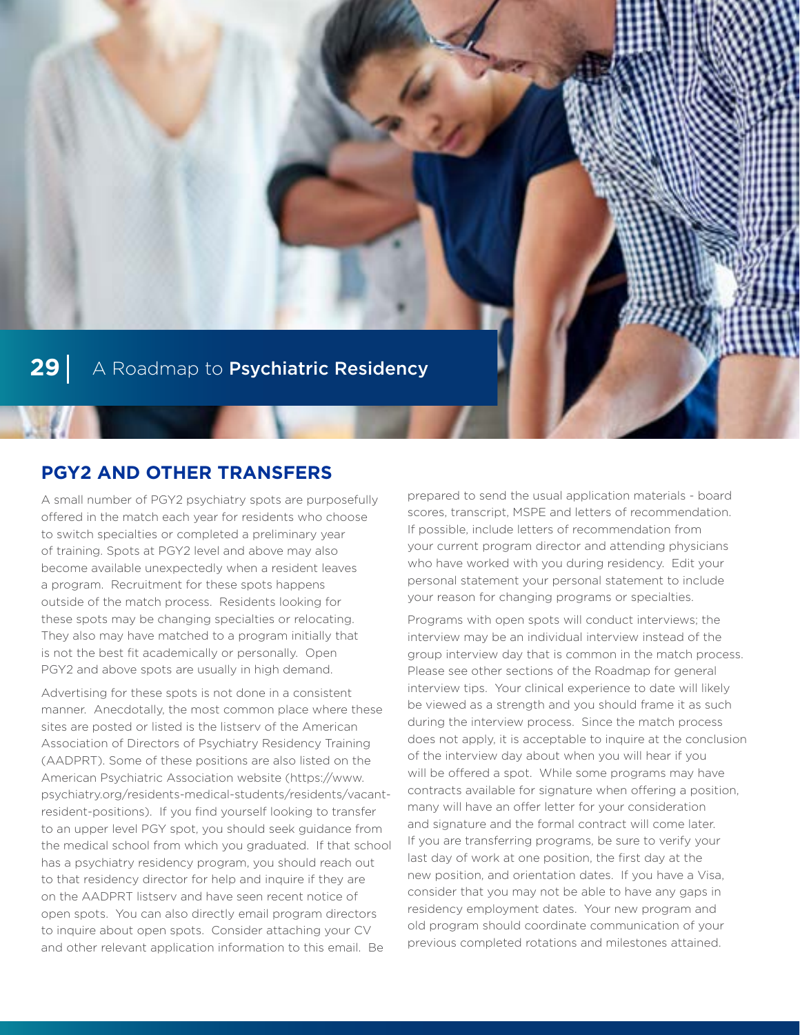## PGY2 AND OTHER TRANSFERS

A small number of PGY2 psychiatry spots are purposefully offered in the match each year for residents who choose to switch specialties or completed a preliminary year of training. Spots at PGY2 level and above may also become available unexpectedly when a resident leaves a program. Recruitment for these spots happens outside of the match process. Residents looking for these spots may be changing specialties or relocating. They also may have matched to a program initially that is not the best fit academically or personally. Open PGY2 and above spots are usually in high demand.

Advertising for these spots is not done in a consistent manner. Anecdotally, the most common place where these sites are posted or listed is the listserv of the American Association of Directors of Psychiatry Residency Training (AADPRT). Some of these positions are also listed on the American Psychiatric Association website (https://www.psychiatry.org/residents-medical-students/residents/vacant-resident-positions). If you find yourself looking to transfer to an upper level PGY spot, you should seek guidance from the medical school from which you graduated. If that school has a psychiatry residency program, you should reach out to that residency director for help and inquire if they are on the AADPRT listserv and have seen recent notice of open spots. You can also directly email program directors to inquire about open spots. Consider attaching your CV and other relevant application information to this email. Be prepared to send the usual application materials - board scores, transcript, MSPE and letters of recommendation. If possible, include letters of recommendation from your current program director and attending physicians who have worked with you during residency. Edit your personal statement your personal statement to include your reason for changing programs or specialties.

Programs with open spots will conduct interviews; the interview may be an individual interview instead of the group interview day that is common in the match process. Please see other sections of the Roadmap for general interview tips. Your clinical experience to date will likely be viewed as a strength and you should frame it as such during the interview process. Since the match process does not apply, it is acceptable to inquire at the conclusion of the interview day about when you will hear if you will be offered a spot. While some programs may have contracts available for signature when offering a position, many will have an offer letter for your consideration and signature and the formal contract will come later. If you are transferring programs, be sure to verify your last day of work at one position, the first day at the new position, and orientation dates. If you have a Visa, consider that you may not be able to have any gaps in residency employment dates. Your new program and old program should coordinate communication of your previous completed rotations and milestones attained.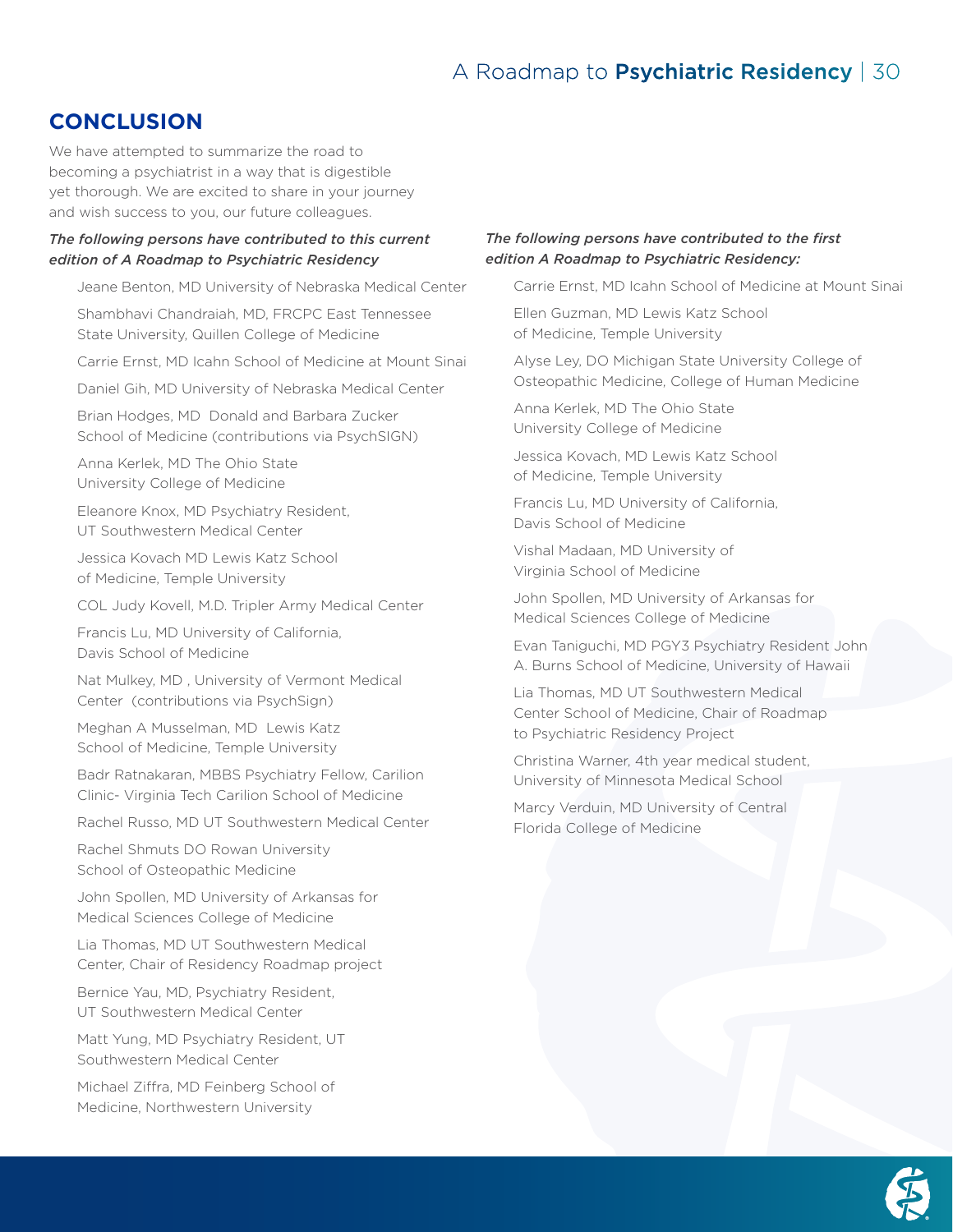## CONCLUSION

We have attempted to summarize the road to becoming a psychiatrist in a way that is digestible yet thorough. We are excited to share in your journey and wish success to you, our future colleagues.

*The following persons have contributed to this current edition of A Roadmap to Psychiatric Residency*

Jeane Benton, MD University of Nebraska Medical Center

Shambhavi Chandraiah, MD, FRCPC East Tennessee State University, Quillen College of Medicine

Carrie Ernst, MD Icahn School of Medicine at Mount Sinai

Daniel Gih, MD University of Nebraska Medical Center

Brian Hodges, MD Donald and Barbara Zucker School of Medicine (contributions via PsychSIGN)

Anna Kerlek, MD The Ohio State University College of Medicine

Eleanore Knox, MD Psychiatry Resident, UT Southwestern Medical Center

Jessica Kovach MD Lewis Katz School of Medicine, Temple University

COL Judy Kovell, M.D. Tripler Army Medical Center

Francis Lu, MD University of California, Davis School of Medicine

Nat Mulkey, MD , University of Vermont Medical Center (contributions via PsychSign)

Meghan A Musselman, MD Lewis Katz School of Medicine, Temple University

Badr Ratnakaran, MBBS Psychiatry Fellow, Carilion Clinic- Virginia Tech Carilion School of Medicine

Rachel Russo, MD UT Southwestern Medical Center

Rachel Shmuts DO Rowan University School of Osteopathic Medicine

John Spollen, MD University of Arkansas for Medical Sciences College of Medicine

Lia Thomas, MD UT Southwestern Medical Center, Chair of Residency Roadmap project

Bernice Yau, MD, Psychiatry Resident, UT Southwestern Medical Center

Matt Yung, MD Psychiatry Resident, UT Southwestern Medical Center

Michael Ziffra, MD Feinberg School of Medicine, Northwestern University

*The following persons have contributed to the first edition A Roadmap to Psychiatric Residency:*

Carrie Ernst, MD Icahn School of Medicine at Mount Sinai

Ellen Guzman, MD Lewis Katz School of Medicine, Temple University

Alyse Ley, DO Michigan State University College of Osteopathic Medicine, College of Human Medicine

Anna Kerlek, MD The Ohio State University College of Medicine

Jessica Kovach, MD Lewis Katz School of Medicine, Temple University

Francis Lu, MD University of California, Davis School of Medicine

Vishal Madaan, MD University of Virginia School of Medicine

John Spollen, MD University of Arkansas for Medical Sciences College of Medicine

Evan Taniguchi, MD PGY3 Psychiatry Resident John A. Burns School of Medicine, University of Hawaii

Lia Thomas, MD UT Southwestern Medical Center School of Medicine, Chair of Roadmap to Psychiatric Residency Project

Christina Warner, 4th year medical student, University of Minnesota Medical School

Marcy Verduin, MD University of Central Florida College of Medicine